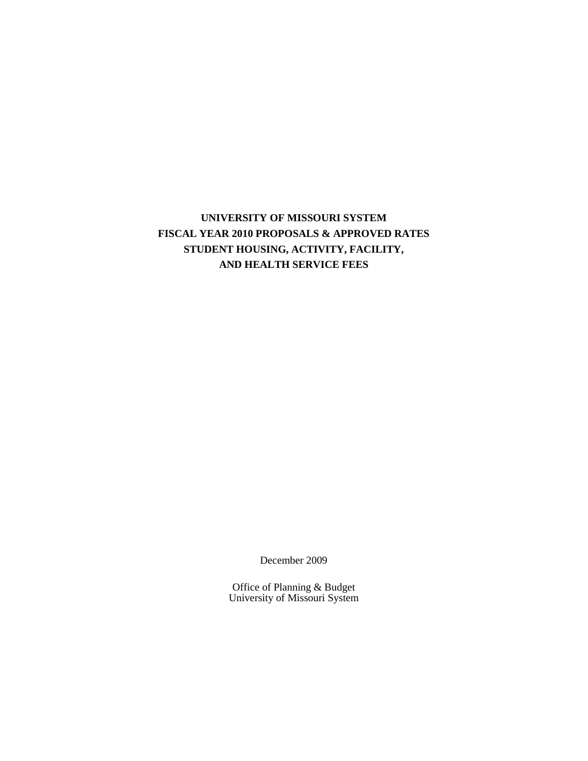# UNIVERSITY OF MISSOURI SYSTEM
# FISCAL YEAR 2010 PROPOSALS & APPROVED RATES
# STUDENT HOUSING, ACTIVITY, FACILITY,
# AND HEALTH SERVICE FEES

December 2009

Office of Planning & Budget
University of Missouri System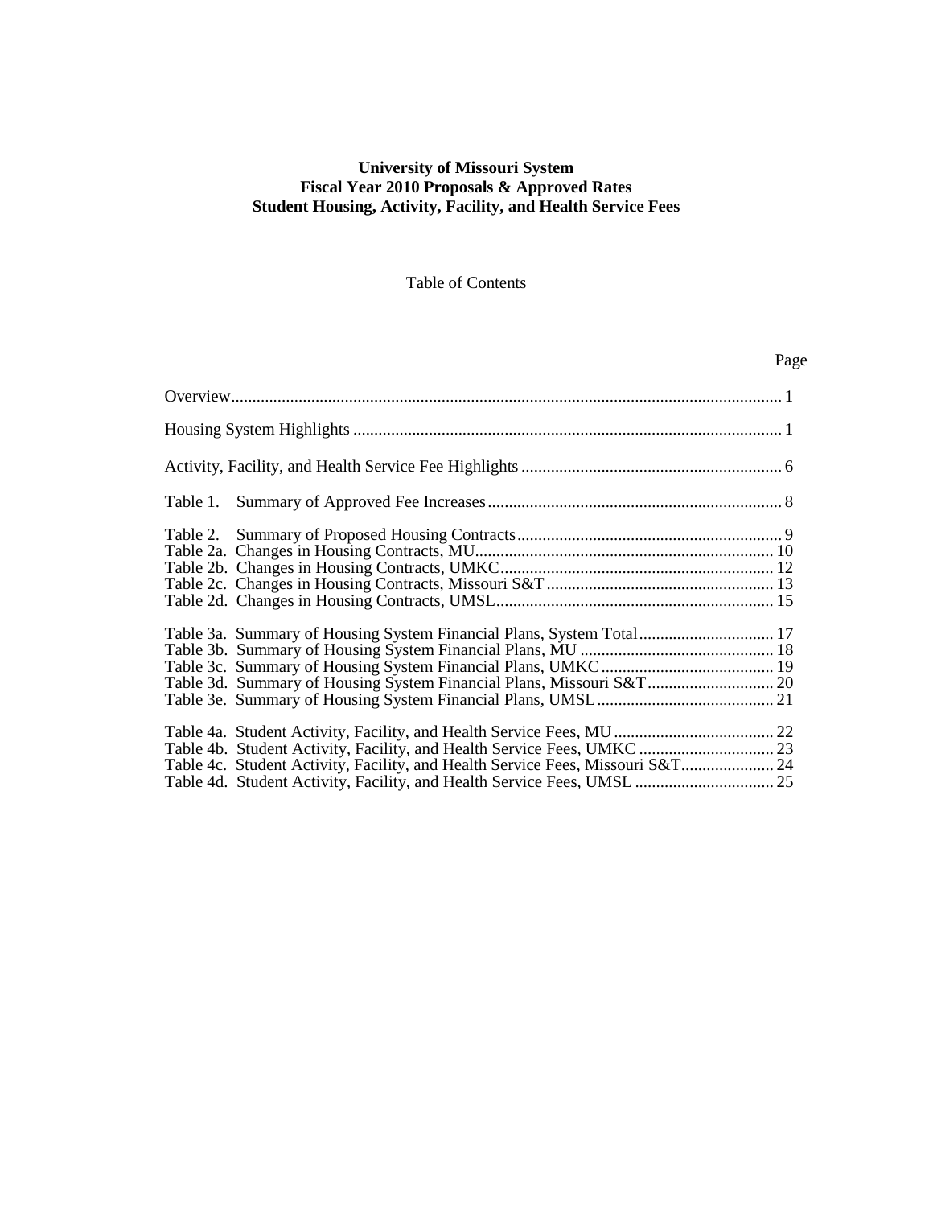**University of Missouri System**
**Fiscal Year 2010 Proposals & Approved Rates**
**Student Housing, Activity, Facility, and Health Service Fees**

Table of Contents

| | Page |
|---|---|
| Overview | 1 |
| Housing System Highlights | 1 |
| Activity, Facility, and Health Service Fee Highlights | 6 |
| Table 1. Summary of Approved Fee Increases | 8 |
| Table 2. Summary of Proposed Housing Contracts | 9 |
| Table 2a. Changes in Housing Contracts, MU | 10 |
| Table 2b. Changes in Housing Contracts, UMKC | 12 |
| Table 2c. Changes in Housing Contracts, Missouri S&T | 13 |
| Table 2d. Changes in Housing Contracts, UMSL | 15 |
| Table 3a. Summary of Housing System Financial Plans, System Total | 17 |
| Table 3b. Summary of Housing System Financial Plans, MU | 18 |
| Table 3c. Summary of Housing System Financial Plans, UMKC | 19 |
| Table 3d. Summary of Housing System Financial Plans, Missouri S&T | 20 |
| Table 3e. Summary of Housing System Financial Plans, UMSL | 21 |
| Table 4a. Student Activity, Facility, and Health Service Fees, MU | 22 |
| Table 4b. Student Activity, Facility, and Health Service Fees, UMKC | 23 |
| Table 4c. Student Activity, Facility, and Health Service Fees, Missouri S&T | 24 |
| Table 4d. Student Activity, Facility, and Health Service Fees, UMSL | 25 |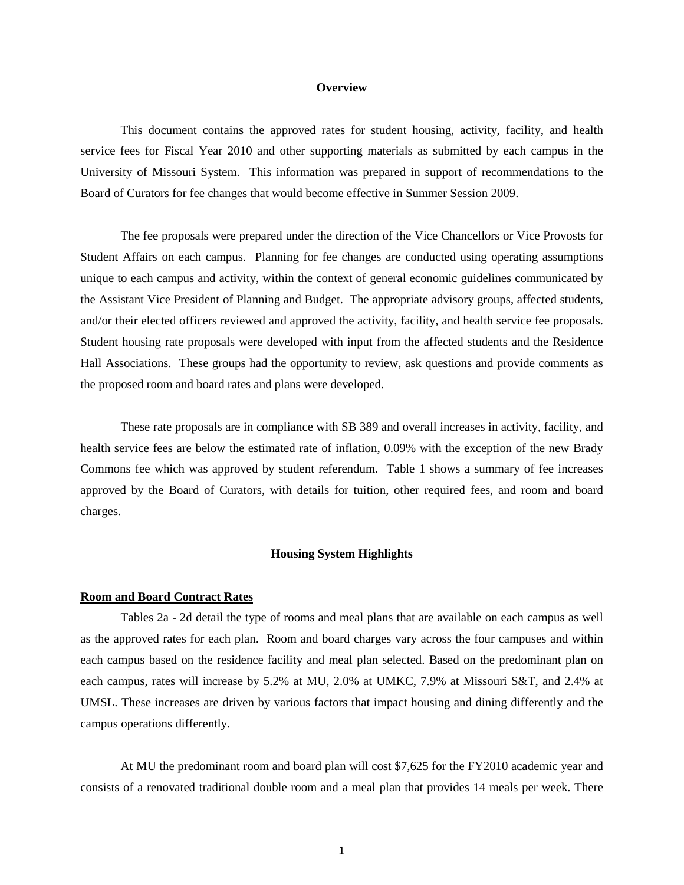## Overview

This document contains the approved rates for student housing, activity, facility, and health service fees for Fiscal Year 2010 and other supporting materials as submitted by each campus in the University of Missouri System. This information was prepared in support of recommendations to the Board of Curators for fee changes that would become effective in Summer Session 2009.

The fee proposals were prepared under the direction of the Vice Chancellors or Vice Provosts for Student Affairs on each campus. Planning for fee changes are conducted using operating assumptions unique to each campus and activity, within the context of general economic guidelines communicated by the Assistant Vice President of Planning and Budget. The appropriate advisory groups, affected students, and/or their elected officers reviewed and approved the activity, facility, and health service fee proposals. Student housing rate proposals were developed with input from the affected students and the Residence Hall Associations. These groups had the opportunity to review, ask questions and provide comments as the proposed room and board rates and plans were developed.

These rate proposals are in compliance with SB 389 and overall increases in activity, facility, and health service fees are below the estimated rate of inflation, 0.09% with the exception of the new Brady Commons fee which was approved by student referendum. Table 1 shows a summary of fee increases approved by the Board of Curators, with details for tuition, other required fees, and room and board charges.

## Housing System Highlights

**Room and Board Contract Rates**

Tables 2a - 2d detail the type of rooms and meal plans that are available on each campus as well as the approved rates for each plan. Room and board charges vary across the four campuses and within each campus based on the residence facility and meal plan selected. Based on the predominant plan on each campus, rates will increase by 5.2% at MU, 2.0% at UMKC, 7.9% at Missouri S&T, and 2.4% at UMSL. These increases are driven by various factors that impact housing and dining differently and the campus operations differently.

At MU the predominant room and board plan will cost $7,625 for the FY2010 academic year and consists of a renovated traditional double room and a meal plan that provides 14 meals per week. There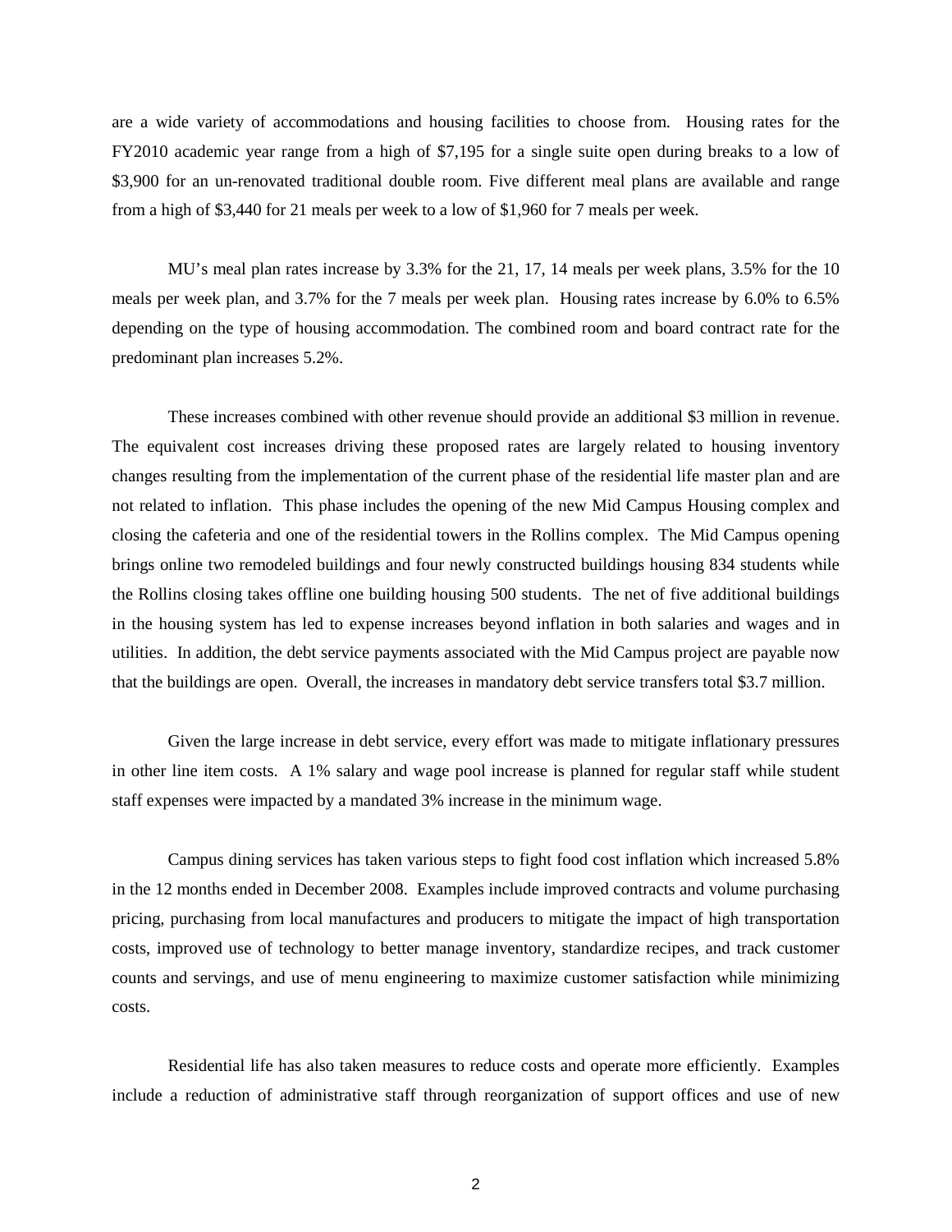are a wide variety of accommodations and housing facilities to choose from. Housing rates for the FY2010 academic year range from a high of $7,195 for a single suite open during breaks to a low of $3,900 for an un-renovated traditional double room. Five different meal plans are available and range from a high of $3,440 for 21 meals per week to a low of $1,960 for 7 meals per week.

MU's meal plan rates increase by 3.3% for the 21, 17, 14 meals per week plans, 3.5% for the 10 meals per week plan, and 3.7% for the 7 meals per week plan. Housing rates increase by 6.0% to 6.5% depending on the type of housing accommodation. The combined room and board contract rate for the predominant plan increases 5.2%.

These increases combined with other revenue should provide an additional $3 million in revenue. The equivalent cost increases driving these proposed rates are largely related to housing inventory changes resulting from the implementation of the current phase of the residential life master plan and are not related to inflation. This phase includes the opening of the new Mid Campus Housing complex and closing the cafeteria and one of the residential towers in the Rollins complex. The Mid Campus opening brings online two remodeled buildings and four newly constructed buildings housing 834 students while the Rollins closing takes offline one building housing 500 students. The net of five additional buildings in the housing system has led to expense increases beyond inflation in both salaries and wages and in utilities. In addition, the debt service payments associated with the Mid Campus project are payable now that the buildings are open. Overall, the increases in mandatory debt service transfers total $3.7 million.

Given the large increase in debt service, every effort was made to mitigate inflationary pressures in other line item costs. A 1% salary and wage pool increase is planned for regular staff while student staff expenses were impacted by a mandated 3% increase in the minimum wage.

Campus dining services has taken various steps to fight food cost inflation which increased 5.8% in the 12 months ended in December 2008. Examples include improved contracts and volume purchasing pricing, purchasing from local manufactures and producers to mitigate the impact of high transportation costs, improved use of technology to better manage inventory, standardize recipes, and track customer counts and servings, and use of menu engineering to maximize customer satisfaction while minimizing costs.

Residential life has also taken measures to reduce costs and operate more efficiently. Examples include a reduction of administrative staff through reorganization of support offices and use of new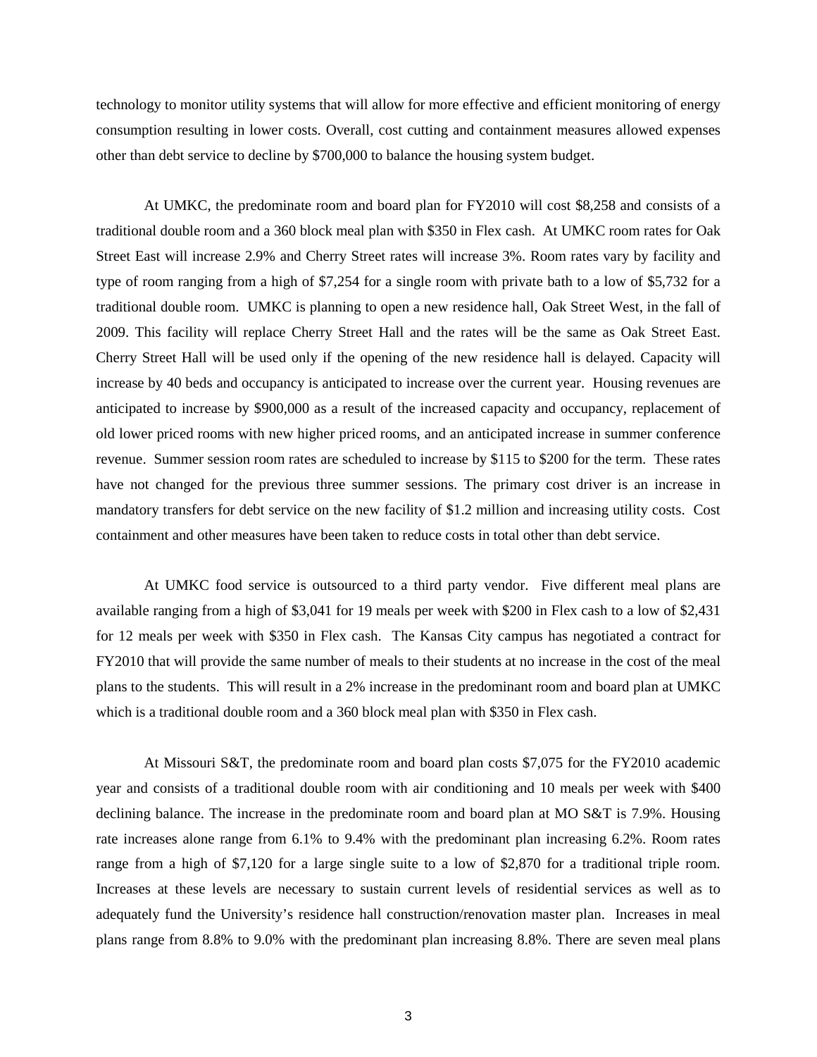technology to monitor utility systems that will allow for more effective and efficient monitoring of energy consumption resulting in lower costs. Overall, cost cutting and containment measures allowed expenses other than debt service to decline by $700,000 to balance the housing system budget.

At UMKC, the predominate room and board plan for FY2010 will cost $8,258 and consists of a traditional double room and a 360 block meal plan with $350 in Flex cash. At UMKC room rates for Oak Street East will increase 2.9% and Cherry Street rates will increase 3%. Room rates vary by facility and type of room ranging from a high of $7,254 for a single room with private bath to a low of $5,732 for a traditional double room. UMKC is planning to open a new residence hall, Oak Street West, in the fall of 2009. This facility will replace Cherry Street Hall and the rates will be the same as Oak Street East. Cherry Street Hall will be used only if the opening of the new residence hall is delayed. Capacity will increase by 40 beds and occupancy is anticipated to increase over the current year. Housing revenues are anticipated to increase by $900,000 as a result of the increased capacity and occupancy, replacement of old lower priced rooms with new higher priced rooms, and an anticipated increase in summer conference revenue. Summer session room rates are scheduled to increase by $115 to $200 for the term. These rates have not changed for the previous three summer sessions. The primary cost driver is an increase in mandatory transfers for debt service on the new facility of $1.2 million and increasing utility costs. Cost containment and other measures have been taken to reduce costs in total other than debt service.

At UMKC food service is outsourced to a third party vendor. Five different meal plans are available ranging from a high of $3,041 for 19 meals per week with $200 in Flex cash to a low of $2,431 for 12 meals per week with $350 in Flex cash. The Kansas City campus has negotiated a contract for FY2010 that will provide the same number of meals to their students at no increase in the cost of the meal plans to the students. This will result in a 2% increase in the predominant room and board plan at UMKC which is a traditional double room and a 360 block meal plan with $350 in Flex cash.

At Missouri S&T, the predominate room and board plan costs $7,075 for the FY2010 academic year and consists of a traditional double room with air conditioning and 10 meals per week with $400 declining balance. The increase in the predominate room and board plan at MO S&T is 7.9%. Housing rate increases alone range from 6.1% to 9.4% with the predominant plan increasing 6.2%. Room rates range from a high of $7,120 for a large single suite to a low of $2,870 for a traditional triple room. Increases at these levels are necessary to sustain current levels of residential services as well as to adequately fund the University's residence hall construction/renovation master plan. Increases in meal plans range from 8.8% to 9.0% with the predominant plan increasing 8.8%. There are seven meal plans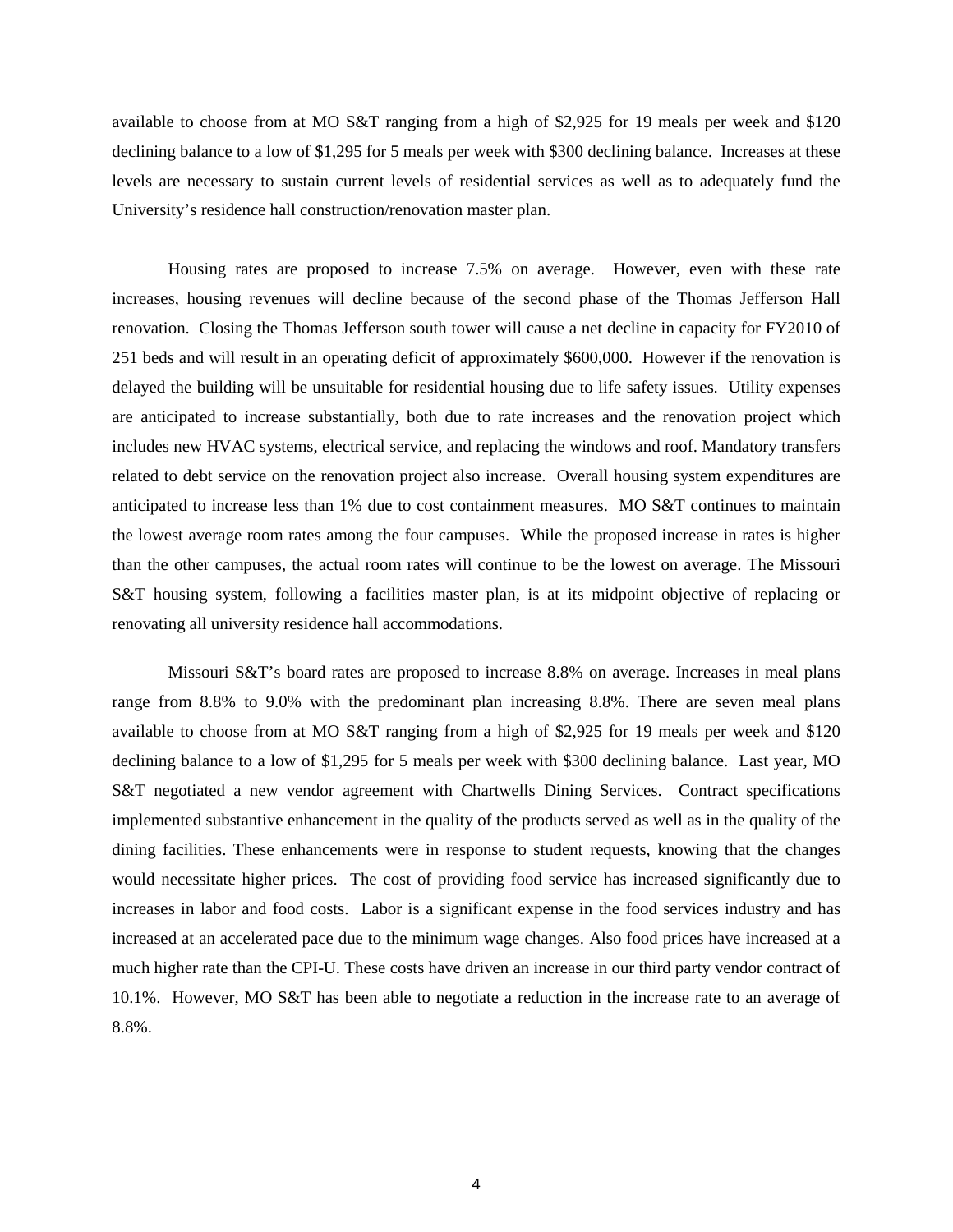available to choose from at MO S&T ranging from a high of $2,925 for 19 meals per week and $120 declining balance to a low of $1,295 for 5 meals per week with $300 declining balance. Increases at these levels are necessary to sustain current levels of residential services as well as to adequately fund the University's residence hall construction/renovation master plan.

Housing rates are proposed to increase 7.5% on average. However, even with these rate increases, housing revenues will decline because of the second phase of the Thomas Jefferson Hall renovation. Closing the Thomas Jefferson south tower will cause a net decline in capacity for FY2010 of 251 beds and will result in an operating deficit of approximately $600,000. However if the renovation is delayed the building will be unsuitable for residential housing due to life safety issues. Utility expenses are anticipated to increase substantially, both due to rate increases and the renovation project which includes new HVAC systems, electrical service, and replacing the windows and roof. Mandatory transfers related to debt service on the renovation project also increase. Overall housing system expenditures are anticipated to increase less than 1% due to cost containment measures. MO S&T continues to maintain the lowest average room rates among the four campuses. While the proposed increase in rates is higher than the other campuses, the actual room rates will continue to be the lowest on average. The Missouri S&T housing system, following a facilities master plan, is at its midpoint objective of replacing or renovating all university residence hall accommodations.

Missouri S&T's board rates are proposed to increase 8.8% on average. Increases in meal plans range from 8.8% to 9.0% with the predominant plan increasing 8.8%. There are seven meal plans available to choose from at MO S&T ranging from a high of $2,925 for 19 meals per week and $120 declining balance to a low of $1,295 for 5 meals per week with $300 declining balance. Last year, MO S&T negotiated a new vendor agreement with Chartwells Dining Services. Contract specifications implemented substantive enhancement in the quality of the products served as well as in the quality of the dining facilities. These enhancements were in response to student requests, knowing that the changes would necessitate higher prices. The cost of providing food service has increased significantly due to increases in labor and food costs. Labor is a significant expense in the food services industry and has increased at an accelerated pace due to the minimum wage changes. Also food prices have increased at a much higher rate than the CPI-U. These costs have driven an increase in our third party vendor contract of 10.1%. However, MO S&T has been able to negotiate a reduction in the increase rate to an average of 8.8%.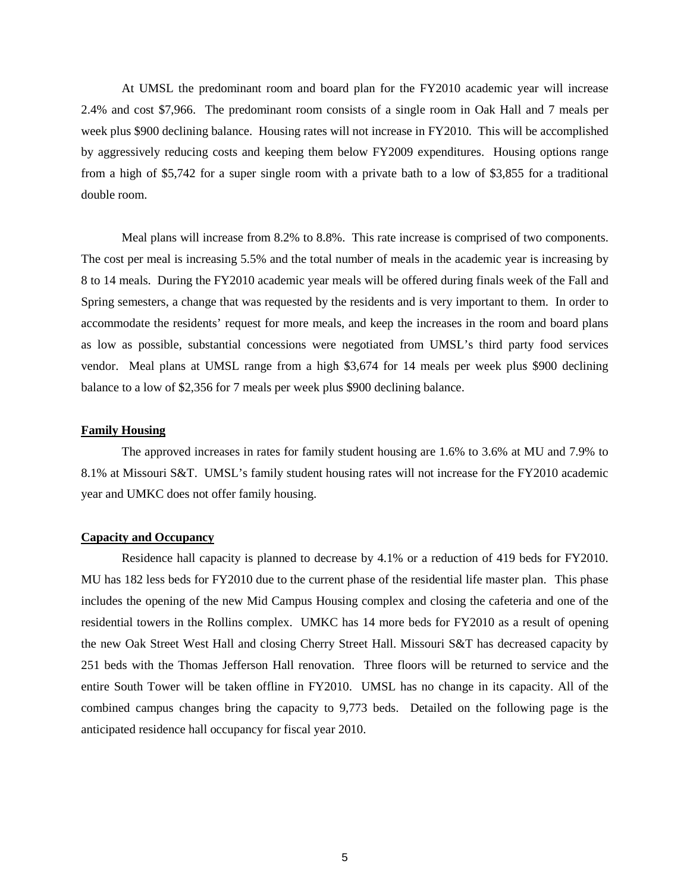At UMSL the predominant room and board plan for the FY2010 academic year will increase 2.4% and cost $7,966. The predominant room consists of a single room in Oak Hall and 7 meals per week plus $900 declining balance. Housing rates will not increase in FY2010. This will be accomplished by aggressively reducing costs and keeping them below FY2009 expenditures. Housing options range from a high of $5,742 for a super single room with a private bath to a low of $3,855 for a traditional double room.

Meal plans will increase from 8.2% to 8.8%. This rate increase is comprised of two components. The cost per meal is increasing 5.5% and the total number of meals in the academic year is increasing by 8 to 14 meals. During the FY2010 academic year meals will be offered during finals week of the Fall and Spring semesters, a change that was requested by the residents and is very important to them. In order to accommodate the residents' request for more meals, and keep the increases in the room and board plans as low as possible, substantial concessions were negotiated from UMSL's third party food services vendor. Meal plans at UMSL range from a high $3,674 for 14 meals per week plus $900 declining balance to a low of $2,356 for 7 meals per week plus $900 declining balance.

**Family Housing**

The approved increases in rates for family student housing are 1.6% to 3.6% at MU and 7.9% to 8.1% at Missouri S&T. UMSL's family student housing rates will not increase for the FY2010 academic year and UMKC does not offer family housing.

**Capacity and Occupancy**

Residence hall capacity is planned to decrease by 4.1% or a reduction of 419 beds for FY2010. MU has 182 less beds for FY2010 due to the current phase of the residential life master plan. This phase includes the opening of the new Mid Campus Housing complex and closing the cafeteria and one of the residential towers in the Rollins complex. UMKC has 14 more beds for FY2010 as a result of opening the new Oak Street West Hall and closing Cherry Street Hall. Missouri S&T has decreased capacity by 251 beds with the Thomas Jefferson Hall renovation. Three floors will be returned to service and the entire South Tower will be taken offline in FY2010. UMSL has no change in its capacity. All of the combined campus changes bring the capacity to 9,773 beds. Detailed on the following page is the anticipated residence hall occupancy for fiscal year 2010.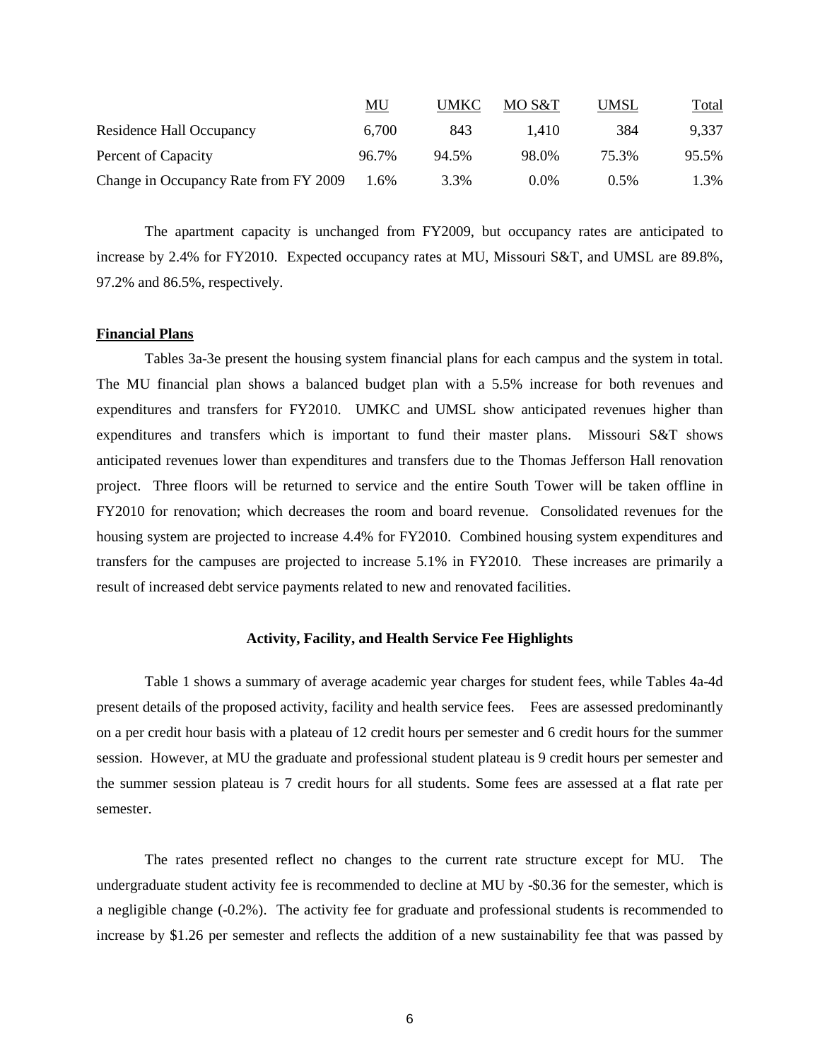| | MU | UMKC | MO S&T | UMSL | Total |
|---|---|---|---|---|---|
| Residence Hall Occupancy | 6,700 | 843 | 1,410 | 384 | 9,337 |
| Percent of Capacity | 96.7% | 94.5% | 98.0% | 75.3% | 95.5% |
| Change in Occupancy Rate from FY 2009 | 1.6% | 3.3% | 0.0% | 0.5% | 1.3% |

The apartment capacity is unchanged from FY2009, but occupancy rates are anticipated to increase by 2.4% for FY2010. Expected occupancy rates at MU, Missouri S&T, and UMSL are 89.8%, 97.2% and 86.5%, respectively.

**Financial Plans**

Tables 3a-3e present the housing system financial plans for each campus and the system in total. The MU financial plan shows a balanced budget plan with a 5.5% increase for both revenues and expenditures and transfers for FY2010. UMKC and UMSL show anticipated revenues higher than expenditures and transfers which is important to fund their master plans. Missouri S&T shows anticipated revenues lower than expenditures and transfers due to the Thomas Jefferson Hall renovation project. Three floors will be returned to service and the entire South Tower will be taken offline in FY2010 for renovation; which decreases the room and board revenue. Consolidated revenues for the housing system are projected to increase 4.4% for FY2010. Combined housing system expenditures and transfers for the campuses are projected to increase 5.1% in FY2010. These increases are primarily a result of increased debt service payments related to new and renovated facilities.

### Activity, Facility, and Health Service Fee Highlights

Table 1 shows a summary of average academic year charges for student fees, while Tables 4a-4d present details of the proposed activity, facility and health service fees. Fees are assessed predominantly on a per credit hour basis with a plateau of 12 credit hours per semester and 6 credit hours for the summer session. However, at MU the graduate and professional student plateau is 9 credit hours per semester and the summer session plateau is 7 credit hours for all students. Some fees are assessed at a flat rate per semester.

The rates presented reflect no changes to the current rate structure except for MU. The undergraduate student activity fee is recommended to decline at MU by -$0.36 for the semester, which is a negligible change (-0.2%). The activity fee for graduate and professional students is recommended to increase by $1.26 per semester and reflects the addition of a new sustainability fee that was passed by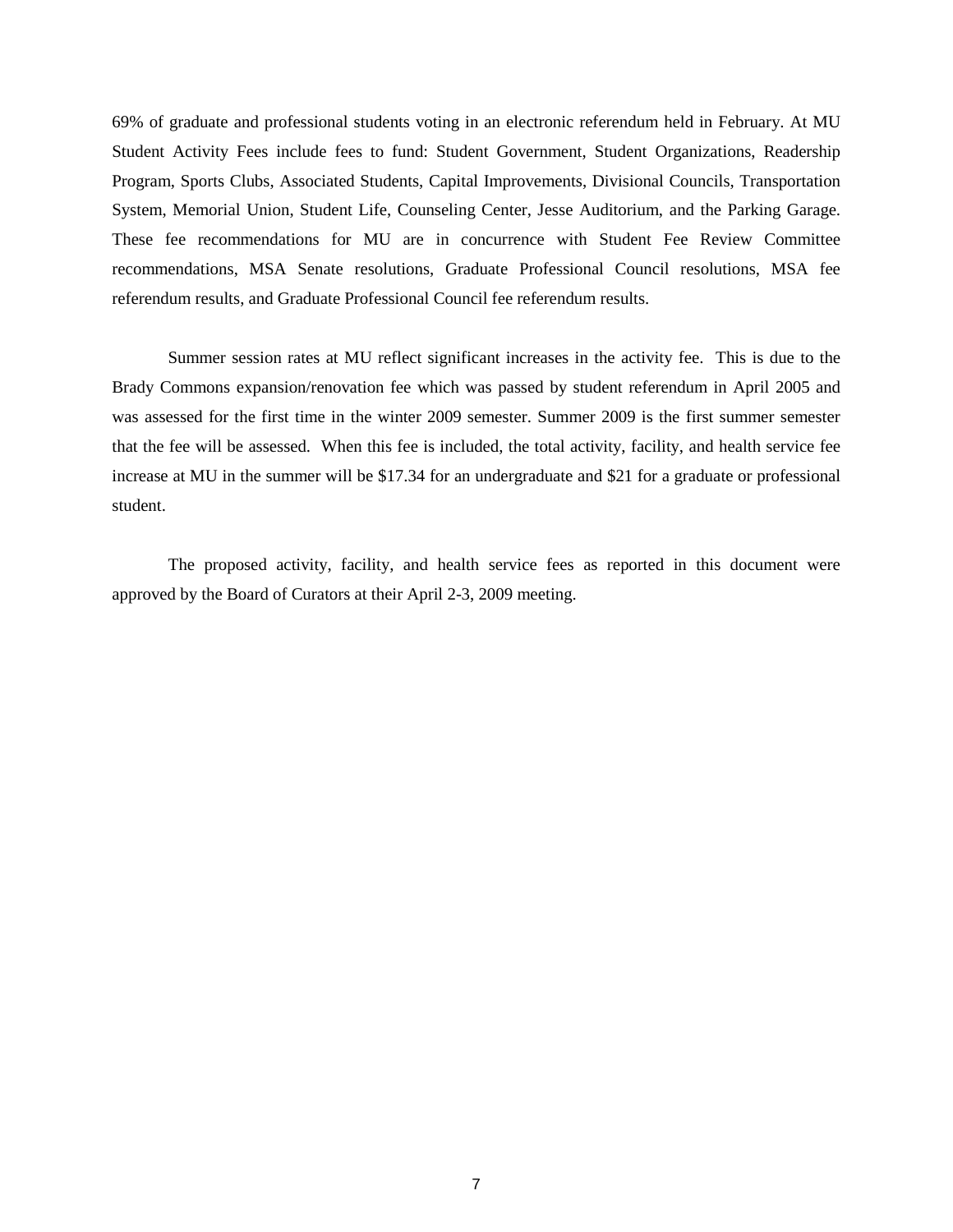69% of graduate and professional students voting in an electronic referendum held in February. At MU Student Activity Fees include fees to fund: Student Government, Student Organizations, Readership Program, Sports Clubs, Associated Students, Capital Improvements, Divisional Councils, Transportation System, Memorial Union, Student Life, Counseling Center, Jesse Auditorium, and the Parking Garage. These fee recommendations for MU are in concurrence with Student Fee Review Committee recommendations, MSA Senate resolutions, Graduate Professional Council resolutions, MSA fee referendum results, and Graduate Professional Council fee referendum results.

Summer session rates at MU reflect significant increases in the activity fee. This is due to the Brady Commons expansion/renovation fee which was passed by student referendum in April 2005 and was assessed for the first time in the winter 2009 semester. Summer 2009 is the first summer semester that the fee will be assessed. When this fee is included, the total activity, facility, and health service fee increase at MU in the summer will be $17.34 for an undergraduate and $21 for a graduate or professional student.

The proposed activity, facility, and health service fees as reported in this document were approved by the Board of Curators at their April 2-3, 2009 meeting.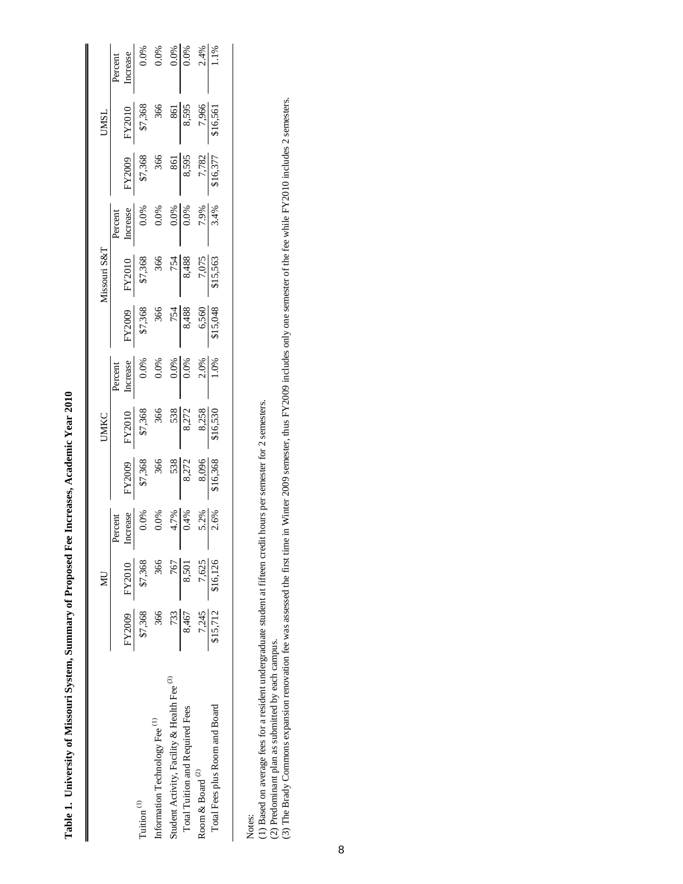**Table 1. University of Missouri System, Summary of Proposed Fee Increases, Academic Year 2010**

| | MU | | | UMKC | | | Missouri S&T | | | UMSL | | |
|---|---|---|---|---|---|---|---|---|---|---|---|---|
| | FY2009 | FY2010 | Percent Increase | FY2009 | FY2010 | Percent Increase | FY2009 | FY2010 | Percent Increase | FY2009 | FY2010 | Percent Increase |
| Tuition [1] | $7,368 | $7,368 | 0.0% | $7,368 | $7,368 | 0.0% | $7,368 | $7,368 | 0.0% | $7,368 | $7,368 | 0.0% |
| Information Technology Fee [1] | 366 | 366 | 0.0% | 366 | 366 | 0.0% | 366 | 366 | 0.0% | 366 | 366 | 0.0% |
| Student Activity, Facility & Health Fee [3] | 733 | 767 | 4.7% | 538 | 538 | 0.0% | 754 | 754 | 0.0% | 861 | 861 | 0.0% |
| Total Tuition and Required Fees | 8,467 | 8,501 | 0.4% | 8,272 | 8,272 | 0.0% | 8,488 | 8,488 | 0.0% | 8,595 | 8,595 | 0.0% |
| Room & Board [2] | 7,245 | 7,625 | 5.2% | 8,096 | 8,258 | 2.0% | 6,560 | 7,075 | 7.9% | 7,782 | 7,966 | 2.4% |
| Total Fees plus Room and Board | $15,712 | $16,126 | 2.6% | $16,368 | $16,530 | 1.0% | $15,048 | $15,563 | 3.4% | $16,377 | $16,561 | 1.1% |

Notes:
(1) Based on average fees for a resident undergraduate student at fifteen credit hours per semester for 2 semesters.
(2) Predominant plan as submitted by each campus.
(3) The Brady Commons expansion renovation fee was assessed the first time in Winter 2009 semester, thus FY2009 includes only one semester of the fee while FY2010 includes 2 semesters.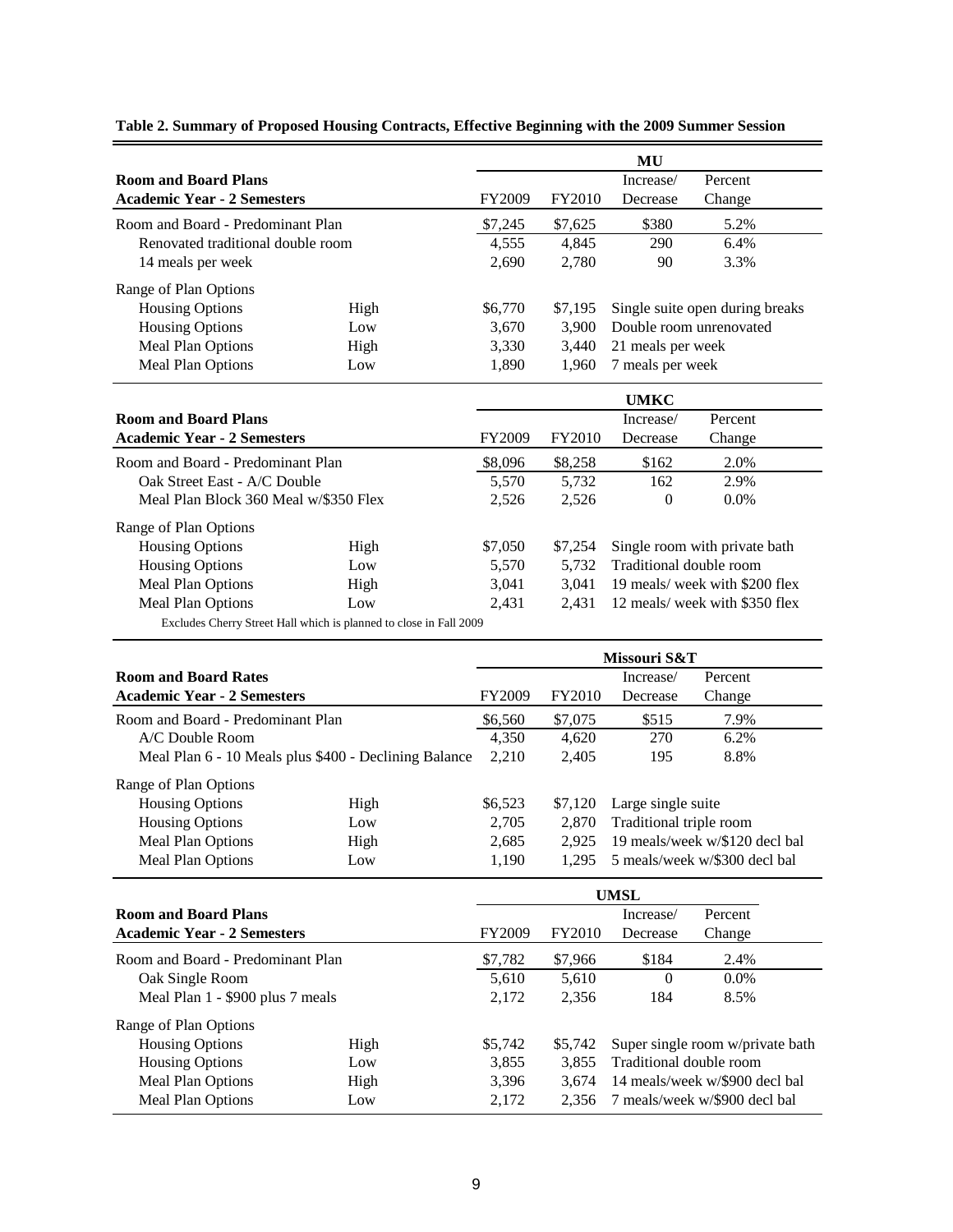**Table 2. Summary of Proposed Housing Contracts, Effective Beginning with the 2009 Summer Session**

| Room and Board Plans<br>Academic Year - 2 Semesters | | FY2009 | FY2010 | MU<br>Increase/<br>Decrease | Percent<br>Change |
|---|---|---|---|---|---|
| Room and Board - Predominant Plan | | $7,245 | $7,625 | $380 | 5.2% |
| Renovated traditional double room | | 4,555 | 4,845 | 290 | 6.4% |
| 14 meals per week | | 2,690 | 2,780 | 90 | 3.3% |
| Range of Plan Options | | | | | |
| Housing Options | High | $6,770 | $7,195 | Single suite open during breaks | |
| Housing Options | Low | 3,670 | 3,900 | Double room unrenovated | |
| Meal Plan Options | High | 3,330 | 3,440 | 21 meals per week | |
| Meal Plan Options | Low | 1,890 | 1,960 | 7 meals per week | |

| Room and Board Plans<br>Academic Year - 2 Semesters | | FY2009 | FY2010 | UMKC<br>Increase/<br>Decrease | Percent<br>Change |
|---|---|---|---|---|---|
| Room and Board - Predominant Plan | | $8,096 | $8,258 | $162 | 2.0% |
| Oak Street East - A/C Double | | 5,570 | 5,732 | 162 | 2.9% |
| Meal Plan Block 360 Meal w/$350 Flex | | 2,526 | 2,526 | 0 | 0.0% |
| Range of Plan Options | | | | | |
| Housing Options | High | $7,050 | $7,254 | Single room with private bath | |
| Housing Options | Low | 5,570 | 5,732 | Traditional double room | |
| Meal Plan Options | High | 3,041 | 3,041 | 19 meals/ week with $200 flex | |
| Meal Plan Options | Low | 2,431 | 2,431 | 12 meals/ week with $350 flex | |

Excludes Cherry Street Hall which is planned to close in Fall 2009

| Room and Board Rates<br>Academic Year - 2 Semesters | | FY2009 | FY2010 | Missouri S&T<br>Increase/<br>Decrease | Percent<br>Change |
|---|---|---|---|---|---|
| Room and Board - Predominant Plan | | $6,560 | $7,075 | $515 | 7.9% |
| A/C Double Room | | 4,350 | 4,620 | 270 | 6.2% |
| Meal Plan 6 - 10 Meals plus $400 - Declining Balance | | 2,210 | 2,405 | 195 | 8.8% |
| Range of Plan Options | | | | | |
| Housing Options | High | $6,523 | $7,120 | Large single suite | |
| Housing Options | Low | 2,705 | 2,870 | Traditional triple room | |
| Meal Plan Options | High | 2,685 | 2,925 | 19 meals/week w/$120 decl bal | |
| Meal Plan Options | Low | 1,190 | 1,295 | 5 meals/week w/$300 decl bal | |

| Room and Board Plans<br>Academic Year - 2 Semesters | | FY2009 | FY2010 | UMSL<br>Increase/<br>Decrease | Percent<br>Change |
|---|---|---|---|---|---|
| Room and Board - Predominant Plan | | $7,782 | $7,966 | $184 | 2.4% |
| Oak Single Room | | 5,610 | 5,610 | 0 | 0.0% |
| Meal Plan 1 - $900 plus 7 meals | | 2,172 | 2,356 | 184 | 8.5% |
| Range of Plan Options | | | | | |
| Housing Options | High | $5,742 | $5,742 | Super single room w/private bath | |
| Housing Options | Low | 3,855 | 3,855 | Traditional double room | |
| Meal Plan Options | High | 3,396 | 3,674 | 14 meals/week w/$900 decl bal | |
| Meal Plan Options | Low | 2,172 | 2,356 | 7 meals/week w/$900 decl bal | |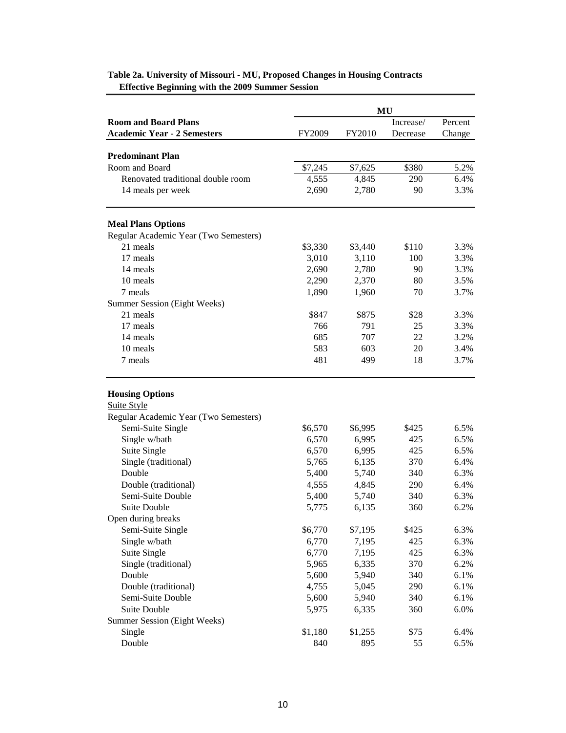**Table 2a. University of Missouri - MU, Proposed Changes in Housing Contracts Effective Beginning with the 2009 Summer Session**

| | MU | | | |
|---|---|---|---|---|
| **Room and Board Plans**<br>**Academic Year - 2 Semesters** | FY2009 | FY2010 | Increase/<br>Decrease | Percent<br>Change |
| **Predominant Plan** | | | | |
| Room and Board | $7,245 | $7,625 | $380 | 5.2% |
| Renovated traditional double room | 4,555 | 4,845 | 290 | 6.4% |
| 14 meals per week | 2,690 | 2,780 | 90 | 3.3% |
| **Meal Plans Options** | | | | |
| Regular Academic Year (Two Semesters) | | | | |
| 21 meals | $3,330 | $3,440 | $110 | 3.3% |
| 17 meals | 3,010 | 3,110 | 100 | 3.3% |
| 14 meals | 2,690 | 2,780 | 90 | 3.3% |
| 10 meals | 2,290 | 2,370 | 80 | 3.5% |
| 7 meals | 1,890 | 1,960 | 70 | 3.7% |
| Summer Session (Eight Weeks) | | | | |
| 21 meals | $847 | $875 | $28 | 3.3% |
| 17 meals | 766 | 791 | 25 | 3.3% |
| 14 meals | 685 | 707 | 22 | 3.2% |
| 10 meals | 583 | 603 | 20 | 3.4% |
| 7 meals | 481 | 499 | 18 | 3.7% |
| **Housing Options** | | | | |
| Suite Style | | | | |
| Regular Academic Year (Two Semesters) | | | | |
| Semi-Suite Single | $6,570 | $6,995 | $425 | 6.5% |
| Single w/bath | 6,570 | 6,995 | 425 | 6.5% |
| Suite Single | 6,570 | 6,995 | 425 | 6.5% |
| Single (traditional) | 5,765 | 6,135 | 370 | 6.4% |
| Double | 5,400 | 5,740 | 340 | 6.3% |
| Double (traditional) | 4,555 | 4,845 | 290 | 6.4% |
| Semi-Suite Double | 5,400 | 5,740 | 340 | 6.3% |
| Suite Double | 5,775 | 6,135 | 360 | 6.2% |
| Open during breaks | | | | |
| Semi-Suite Single | $6,770 | $7,195 | $425 | 6.3% |
| Single w/bath | 6,770 | 7,195 | 425 | 6.3% |
| Suite Single | 6,770 | 7,195 | 425 | 6.3% |
| Single (traditional) | 5,965 | 6,335 | 370 | 6.2% |
| Double | 5,600 | 5,940 | 340 | 6.1% |
| Double (traditional) | 4,755 | 5,045 | 290 | 6.1% |
| Semi-Suite Double | 5,600 | 5,940 | 340 | 6.1% |
| Suite Double | 5,975 | 6,335 | 360 | 6.0% |
| Summer Session (Eight Weeks) | | | | |
| Single | $1,180 | $1,255 | $75 | 6.4% |
| Double | 840 | 895 | 55 | 6.5% |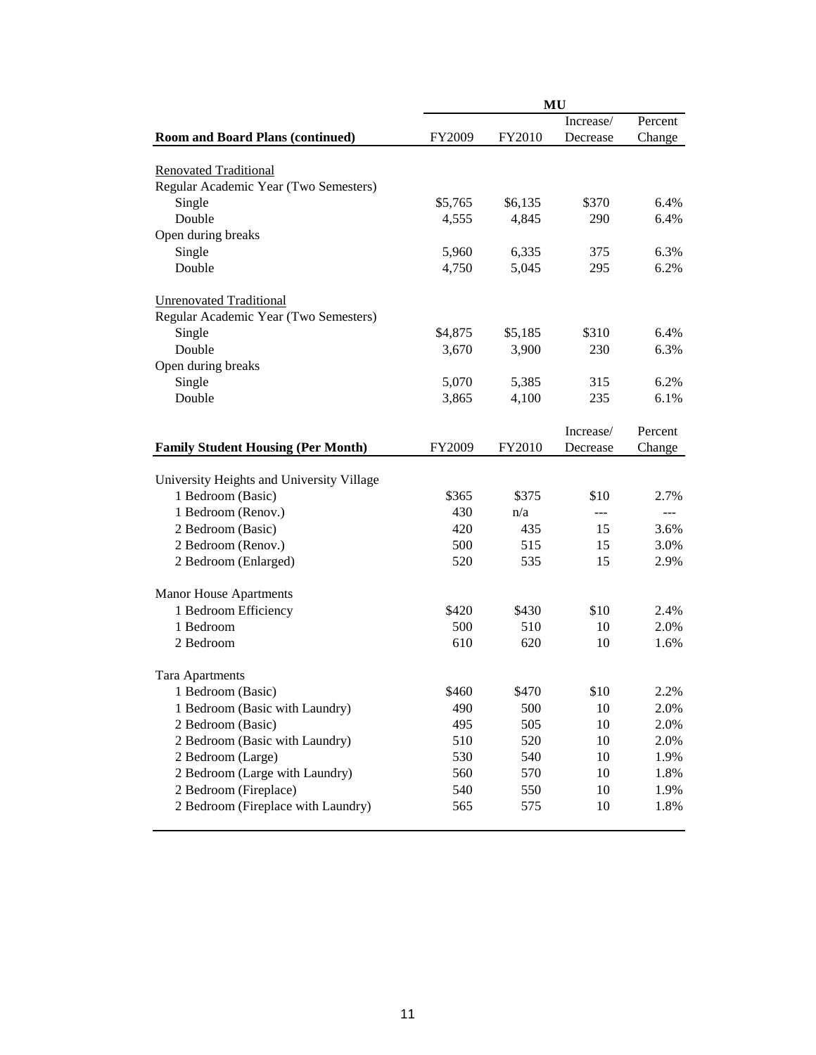| Room and Board Plans (continued) | MU | | | |
|---|---|---|---|---|
| | FY2009 | FY2010 | Increase/ Decrease | Percent Change |
| Renovated Traditional | | | | |
| Regular Academic Year (Two Semesters) | | | | |
| Single | $5,765 | $6,135 | $370 | 6.4% |
| Double | 4,555 | 4,845 | 290 | 6.4% |
| Open during breaks | | | | |
| Single | 5,960 | 6,335 | 375 | 6.3% |
| Double | 4,750 | 5,045 | 295 | 6.2% |
| Unrenovated Traditional | | | | |
| Regular Academic Year (Two Semesters) | | | | |
| Single | $4,875 | $5,185 | $310 | 6.4% |
| Double | 3,670 | 3,900 | 230 | 6.3% |
| Open during breaks | | | | |
| Single | 5,070 | 5,385 | 315 | 6.2% |
| Double | 3,865 | 4,100 | 235 | 6.1% |

| Family Student Housing (Per Month) | FY2009 | FY2010 | Increase/ Decrease | Percent Change |
|---|---|---|---|---|
| University Heights and University Village | | | | |
| 1 Bedroom (Basic) | $365 | $375 | $10 | 2.7% |
| 1 Bedroom (Renov.) | 430 | n/a | --- | --- |
| 2 Bedroom (Basic) | 420 | 435 | 15 | 3.6% |
| 2 Bedroom (Renov.) | 500 | 515 | 15 | 3.0% |
| 2 Bedroom (Enlarged) | 520 | 535 | 15 | 2.9% |
| Manor House Apartments | | | | |
| 1 Bedroom Efficiency | $420 | $430 | $10 | 2.4% |
| 1 Bedroom | 500 | 510 | 10 | 2.0% |
| 2 Bedroom | 610 | 620 | 10 | 1.6% |
| Tara Apartments | | | | |
| 1 Bedroom (Basic) | $460 | $470 | $10 | 2.2% |
| 1 Bedroom (Basic with Laundry) | 490 | 500 | 10 | 2.0% |
| 2 Bedroom (Basic) | 495 | 505 | 10 | 2.0% |
| 2 Bedroom (Basic with Laundry) | 510 | 520 | 10 | 2.0% |
| 2 Bedroom (Large) | 530 | 540 | 10 | 1.9% |
| 2 Bedroom (Large with Laundry) | 560 | 570 | 10 | 1.8% |
| 2 Bedroom (Fireplace) | 540 | 550 | 10 | 1.9% |
| 2 Bedroom (Fireplace with Laundry) | 565 | 575 | 10 | 1.8% |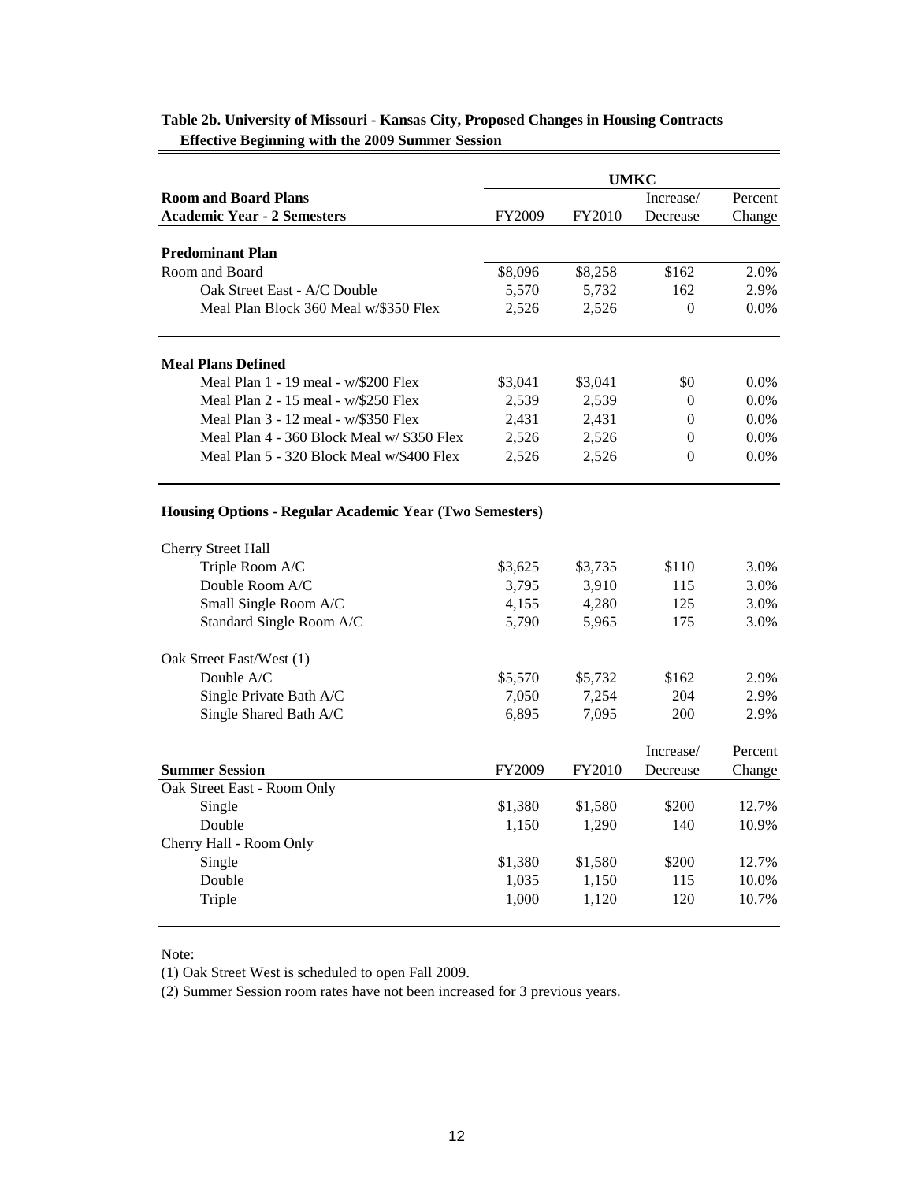**Table 2b. University of Missouri - Kansas City, Proposed Changes in Housing Contracts Effective Beginning with the 2009 Summer Session**

| | UMKC | | | |
|---|---|---|---|---|
| **Room and Board Plans** | | | Increase/ | Percent |
| **Academic Year - 2 Semesters** | FY2009 | FY2010 | Decrease | Change |
| **Predominant Plan** | | | | |
| Room and Board | $8,096 | $8,258 | $162 | 2.0% |
| Oak Street East - A/C Double | 5,570 | 5,732 | 162 | 2.9% |
| Meal Plan Block 360 Meal w/$350 Flex | 2,526 | 2,526 | 0 | 0.0% |
| **Meal Plans Defined** | | | | |
| Meal Plan 1 - 19 meal - w/$200 Flex | $3,041 | $3,041 | $0 | 0.0% |
| Meal Plan 2 - 15 meal - w/$250 Flex | 2,539 | 2,539 | 0 | 0.0% |
| Meal Plan 3 - 12 meal - w/$350 Flex | 2,431 | 2,431 | 0 | 0.0% |
| Meal Plan 4 - 360 Block Meal w/ $350 Flex | 2,526 | 2,526 | 0 | 0.0% |
| Meal Plan 5 - 320 Block Meal w/$400 Flex | 2,526 | 2,526 | 0 | 0.0% |
| **Housing Options - Regular Academic Year (Two Semesters)** | | | | |
| Cherry Street Hall | | | | |
| Triple Room A/C | $3,625 | $3,735 | $110 | 3.0% |
| Double Room A/C | 3,795 | 3,910 | 115 | 3.0% |
| Small Single Room A/C | 4,155 | 4,280 | 125 | 3.0% |
| Standard Single Room A/C | 5,790 | 5,965 | 175 | 3.0% |
| Oak Street East/West (1) | | | | |
| Double A/C | $5,570 | $5,732 | $162 | 2.9% |
| Single Private Bath A/C | 7,050 | 7,254 | 204 | 2.9% |
| Single Shared Bath A/C | 6,895 | 7,095 | 200 | 2.9% |

| **Summer Session** | FY2009 | FY2010 | Increase/ Decrease | Percent Change |
|---|---|---|---|---|
| Oak Street East - Room Only | | | | |
| Single | $1,380 | $1,580 | $200 | 12.7% |
| Double | 1,150 | 1,290 | 140 | 10.9% |
| Cherry Hall - Room Only | | | | |
| Single | $1,380 | $1,580 | $200 | 12.7% |
| Double | 1,035 | 1,150 | 115 | 10.0% |
| Triple | 1,000 | 1,120 | 120 | 10.7% |

Note:

(1) Oak Street West is scheduled to open Fall 2009.

(2) Summer Session room rates have not been increased for 3 previous years.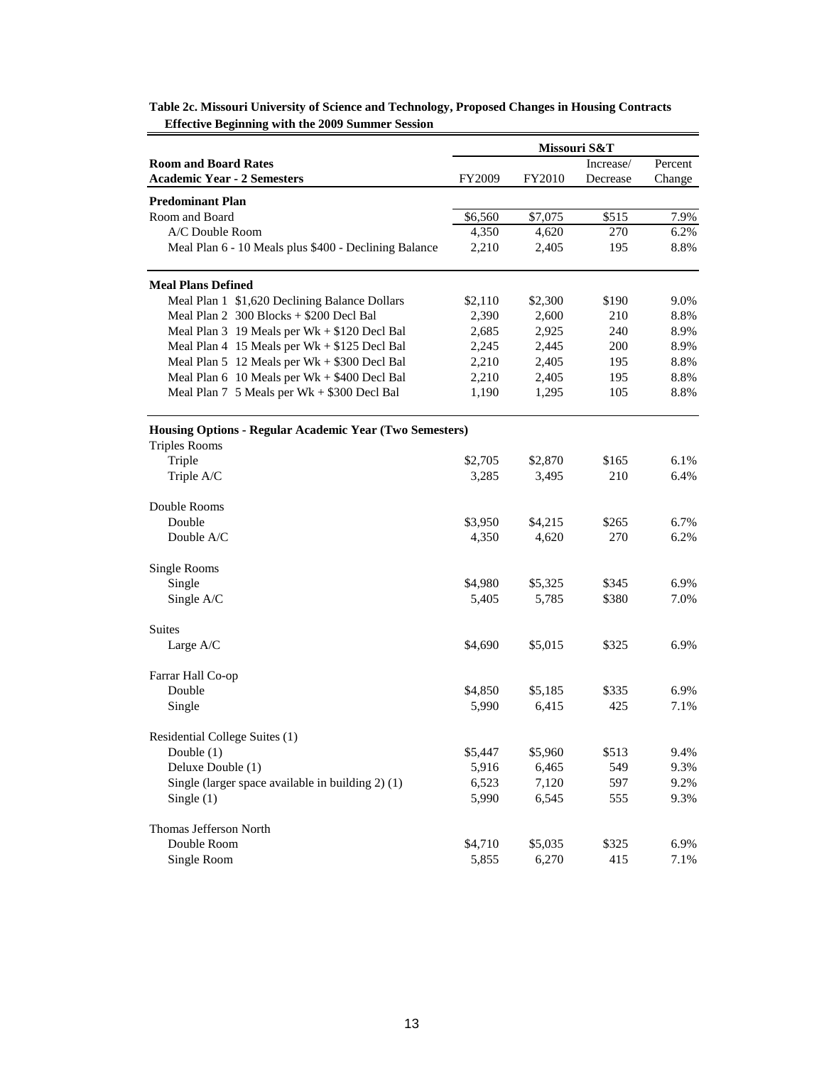**Table 2c. Missouri University of Science and Technology, Proposed Changes in Housing Contracts Effective Beginning with the 2009 Summer Session**

| Room and Board Rates<br>Academic Year - 2 Semesters | Missouri S&T | | | |
|---|---|---|---|---|
| | FY2009 | FY2010 | Increase/ Decrease | Percent Change |
| **Predominant Plan** | | | | |
| Room and Board | $6,560 | $7,075 | $515 | 7.9% |
| A/C Double Room | 4,350 | 4,620 | 270 | 6.2% |
| Meal Plan 6 - 10 Meals plus $400 - Declining Balance | 2,210 | 2,405 | 195 | 8.8% |
| **Meal Plans Defined** | | | | |
| Meal Plan 1 $1,620 Declining Balance Dollars | $2,110 | $2,300 | $190 | 9.0% |
| Meal Plan 2 300 Blocks + $200 Decl Bal | 2,390 | 2,600 | 210 | 8.8% |
| Meal Plan 3 19 Meals per Wk + $120 Decl Bal | 2,685 | 2,925 | 240 | 8.9% |
| Meal Plan 4 15 Meals per Wk + $125 Decl Bal | 2,245 | 2,445 | 200 | 8.9% |
| Meal Plan 5 12 Meals per Wk + $300 Decl Bal | 2,210 | 2,405 | 195 | 8.8% |
| Meal Plan 6 10 Meals per Wk + $400 Decl Bal | 2,210 | 2,405 | 195 | 8.8% |
| Meal Plan 7 5 Meals per Wk + $300 Decl Bal | 1,190 | 1,295 | 105 | 8.8% |
| **Housing Options - Regular Academic Year (Two Semesters)** | | | | |
| Triples Rooms | | | | |
| Triple | $2,705 | $2,870 | $165 | 6.1% |
| Triple A/C | 3,285 | 3,495 | 210 | 6.4% |
| Double Rooms | | | | |
| Double | $3,950 | $4,215 | $265 | 6.7% |
| Double A/C | 4,350 | 4,620 | 270 | 6.2% |
| Single Rooms | | | | |
| Single | $4,980 | $5,325 | $345 | 6.9% |
| Single A/C | 5,405 | 5,785 | $380 | 7.0% |
| Suites | | | | |
| Large A/C | $4,690 | $5,015 | $325 | 6.9% |
| Farrar Hall Co-op | | | | |
| Double | $4,850 | $5,185 | $335 | 6.9% |
| Single | 5,990 | 6,415 | 425 | 7.1% |
| Residential College Suites (1) | | | | |
| Double (1) | $5,447 | $5,960 | $513 | 9.4% |
| Deluxe Double (1) | 5,916 | 6,465 | 549 | 9.3% |
| Single (larger space available in building 2) (1) | 6,523 | 7,120 | 597 | 9.2% |
| Single (1) | 5,990 | 6,545 | 555 | 9.3% |
| Thomas Jefferson North | | | | |
| Double Room | $4,710 | $5,035 | $325 | 6.9% |
| Single Room | 5,855 | 6,270 | 415 | 7.1% |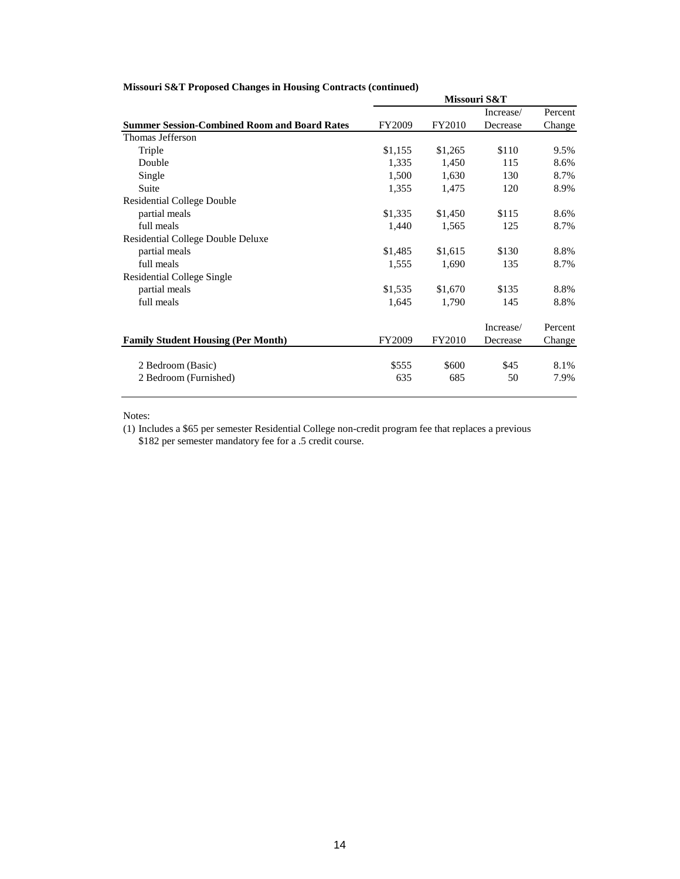**Missouri S&T Proposed Changes in Housing Contracts (continued)**

| | Missouri S&T | | | |
|---|---|---|---|---|
| **Summer Session-Combined Room and Board Rates** | FY2009 | FY2010 | Increase/ Decrease | Percent Change |
| Thomas Jefferson | | | | |
| Triple | $1,155 | $1,265 | $110 | 9.5% |
| Double | 1,335 | 1,450 | 115 | 8.6% |
| Single | 1,500 | 1,630 | 130 | 8.7% |
| Suite | 1,355 | 1,475 | 120 | 8.9% |
| Residential College Double | | | | |
| partial meals | $1,335 | $1,450 | $115 | 8.6% |
| full meals | 1,440 | 1,565 | 125 | 8.7% |
| Residential College Double Deluxe | | | | |
| partial meals | $1,485 | $1,615 | $130 | 8.8% |
| full meals | 1,555 | 1,690 | 135 | 8.7% |
| Residential College Single | | | | |
| partial meals | $1,535 | $1,670 | $135 | 8.8% |
| full meals | 1,645 | 1,790 | 145 | 8.8% |

| **Family Student Housing (Per Month)** | FY2009 | FY2010 | Increase/ Decrease | Percent Change |
|---|---|---|---|---|
| 2 Bedroom (Basic) | $555 | $600 | $45 | 8.1% |
| 2 Bedroom (Furnished) | 635 | 685 | 50 | 7.9% |

Notes:

(1) Includes a $65 per semester Residential College non-credit program fee that replaces a previous $182 per semester mandatory fee for a .5 credit course.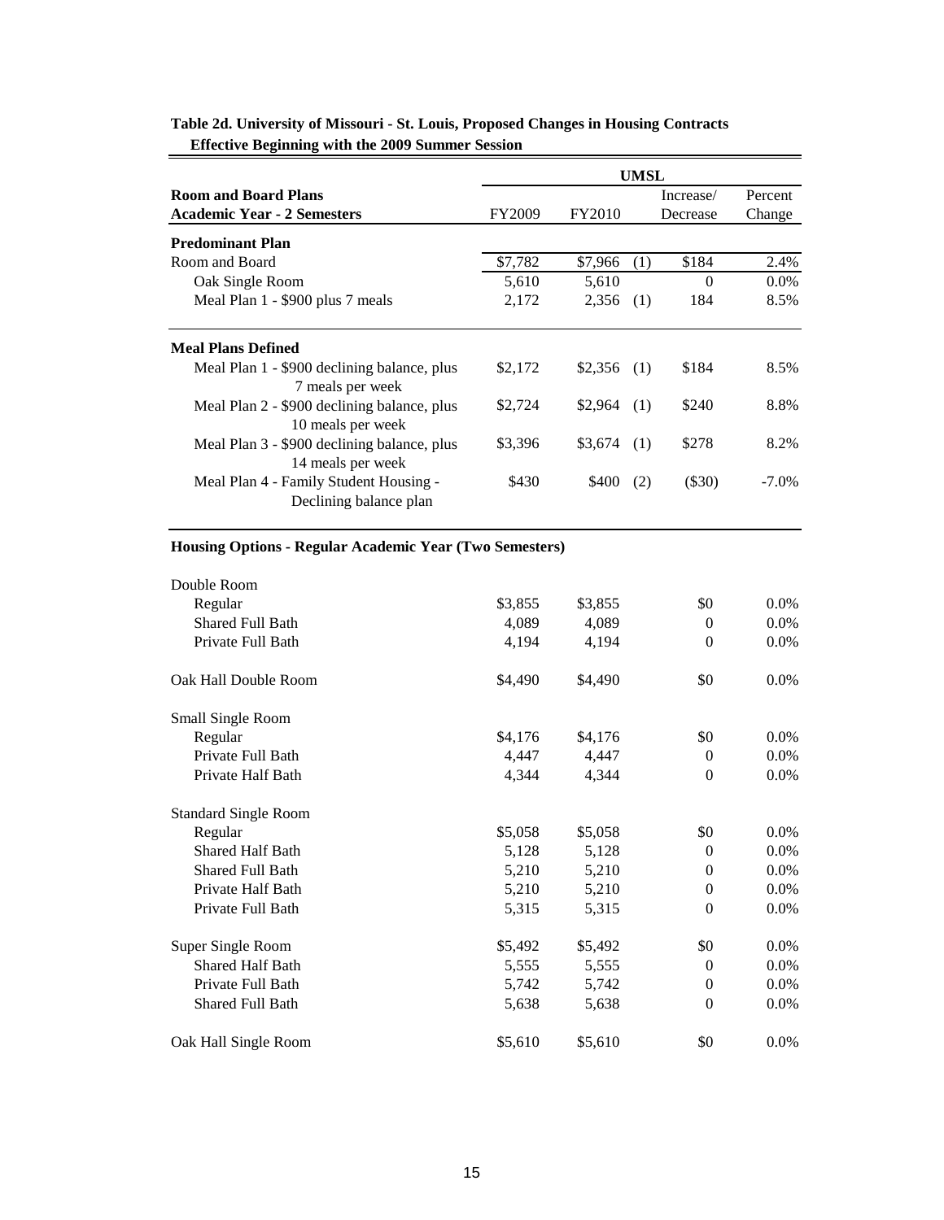**Table 2d. University of Missouri - St. Louis, Proposed Changes in Housing Contracts Effective Beginning with the 2009 Summer Session**

| Room and Board Plans<br>Academic Year - 2 Semesters | UMSL<br>FY2009 | <br>FY2010 | | <br>Increase/<br>Decrease | <br>Percent<br>Change |
|---|---|---|---|---|---|
| **Predominant Plan** | | | | | |
| Room and Board | $7,782 | $7,966 | (1) | $184 | 2.4% |
| Oak Single Room | 5,610 | 5,610 | | 0 | 0.0% |
| Meal Plan 1 - $900 plus 7 meals | 2,172 | 2,356 | (1) | 184 | 8.5% |
| **Meal Plans Defined** | | | | | |
| Meal Plan 1 - $900 declining balance, plus 7 meals per week | $2,172 | $2,356 | (1) | $184 | 8.5% |
| Meal Plan 2 - $900 declining balance, plus 10 meals per week | $2,724 | $2,964 | (1) | $240 | 8.8% |
| Meal Plan 3 - $900 declining balance, plus 14 meals per week | $3,396 | $3,674 | (1) | $278 | 8.2% |
| Meal Plan 4 - Family Student Housing - Declining balance plan | $430 | $400 | (2) | ($30) | -7.0% |
| **Housing Options - Regular Academic Year (Two Semesters)** | | | | | |
| Double Room | | | | | |
| Regular | $3,855 | $3,855 | | $0 | 0.0% |
| Shared Full Bath | 4,089 | 4,089 | | 0 | 0.0% |
| Private Full Bath | 4,194 | 4,194 | | 0 | 0.0% |
| Oak Hall Double Room | $4,490 | $4,490 | | $0 | 0.0% |
| Small Single Room | | | | | |
| Regular | $4,176 | $4,176 | | $0 | 0.0% |
| Private Full Bath | 4,447 | 4,447 | | 0 | 0.0% |
| Private Half Bath | 4,344 | 4,344 | | 0 | 0.0% |
| Standard Single Room | | | | | |
| Regular | $5,058 | $5,058 | | $0 | 0.0% |
| Shared Half Bath | 5,128 | 5,128 | | 0 | 0.0% |
| Shared Full Bath | 5,210 | 5,210 | | 0 | 0.0% |
| Private Half Bath | 5,210 | 5,210 | | 0 | 0.0% |
| Private Full Bath | 5,315 | 5,315 | | 0 | 0.0% |
| Super Single Room | $5,492 | $5,492 | | $0 | 0.0% |
| Shared Half Bath | 5,555 | 5,555 | | 0 | 0.0% |
| Private Full Bath | 5,742 | 5,742 | | 0 | 0.0% |
| Shared Full Bath | 5,638 | 5,638 | | 0 | 0.0% |
| Oak Hall Single Room | $5,610 | $5,610 | | $0 | 0.0% |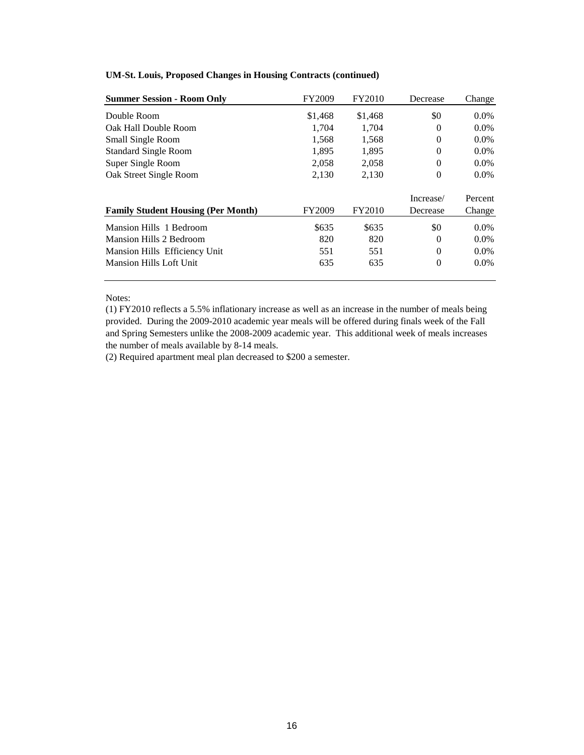**UM-St. Louis, Proposed Changes in Housing Contracts (continued)**

| Summer Session - Room Only | FY2009 | FY2010 | Decrease | Change |
|---|---|---|---|---|
| Double Room | $1,468 | $1,468 | $0 | 0.0% |
| Oak Hall Double Room | 1,704 | 1,704 | 0 | 0.0% |
| Small Single Room | 1,568 | 1,568 | 0 | 0.0% |
| Standard Single Room | 1,895 | 1,895 | 0 | 0.0% |
| Super Single Room | 2,058 | 2,058 | 0 | 0.0% |
| Oak Street Single Room | 2,130 | 2,130 | 0 | 0.0% |

| Family Student Housing (Per Month) | FY2009 | FY2010 | Increase/ Decrease | Percent Change |
|---|---|---|---|---|
| Mansion Hills 1 Bedroom | $635 | $635 | $0 | 0.0% |
| Mansion Hills 2 Bedroom | 820 | 820 | 0 | 0.0% |
| Mansion Hills Efficiency Unit | 551 | 551 | 0 | 0.0% |
| Mansion Hills Loft Unit | 635 | 635 | 0 | 0.0% |

Notes:

(1) FY2010 reflects a 5.5% inflationary increase as well as an increase in the number of meals being provided. During the 2009-2010 academic year meals will be offered during finals week of the Fall and Spring Semesters unlike the 2008-2009 academic year. This additional week of meals increases the number of meals available by 8-14 meals.

(2) Required apartment meal plan decreased to $200 a semester.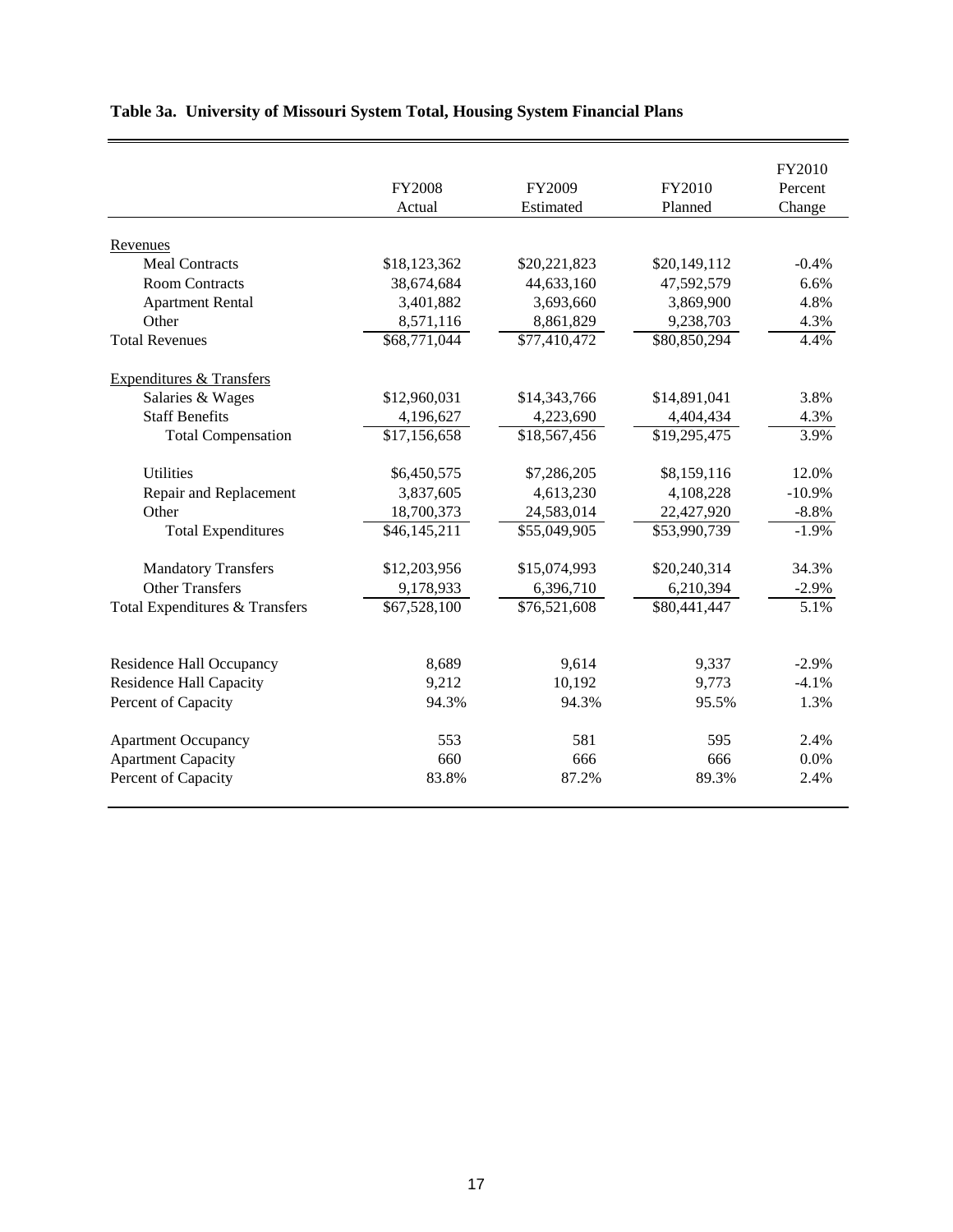**Table 3a. University of Missouri System Total, Housing System Financial Plans**

| | FY2008 Actual | FY2009 Estimated | FY2010 Planned | FY2010 Percent Change |
|---|---|---|---|---|
| Revenues | | | | |
| Meal Contracts | $18,123,362 | $20,221,823 | $20,149,112 | -0.4% |
| Room Contracts | 38,674,684 | 44,633,160 | 47,592,579 | 6.6% |
| Apartment Rental | 3,401,882 | 3,693,660 | 3,869,900 | 4.8% |
| Other | 8,571,116 | 8,861,829 | 9,238,703 | 4.3% |
| Total Revenues | $68,771,044 | $77,410,472 | $80,850,294 | 4.4% |
| Expenditures & Transfers | | | | |
| Salaries & Wages | $12,960,031 | $14,343,766 | $14,891,041 | 3.8% |
| Staff Benefits | 4,196,627 | 4,223,690 | 4,404,434 | 4.3% |
| Total Compensation | $17,156,658 | $18,567,456 | $19,295,475 | 3.9% |
| Utilities | $6,450,575 | $7,286,205 | $8,159,116 | 12.0% |
| Repair and Replacement | 3,837,605 | 4,613,230 | 4,108,228 | -10.9% |
| Other | 18,700,373 | 24,583,014 | 22,427,920 | -8.8% |
| Total Expenditures | $46,145,211 | $55,049,905 | $53,990,739 | -1.9% |
| Mandatory Transfers | $12,203,956 | $15,074,993 | $20,240,314 | 34.3% |
| Other Transfers | 9,178,933 | 6,396,710 | 6,210,394 | -2.9% |
| Total Expenditures & Transfers | $67,528,100 | $76,521,608 | $80,441,447 | 5.1% |
| Residence Hall Occupancy | 8,689 | 9,614 | 9,337 | -2.9% |
| Residence Hall Capacity | 9,212 | 10,192 | 9,773 | -4.1% |
| Percent of Capacity | 94.3% | 94.3% | 95.5% | 1.3% |
| Apartment Occupancy | 553 | 581 | 595 | 2.4% |
| Apartment Capacity | 660 | 666 | 666 | 0.0% |
| Percent of Capacity | 83.8% | 87.2% | 89.3% | 2.4% |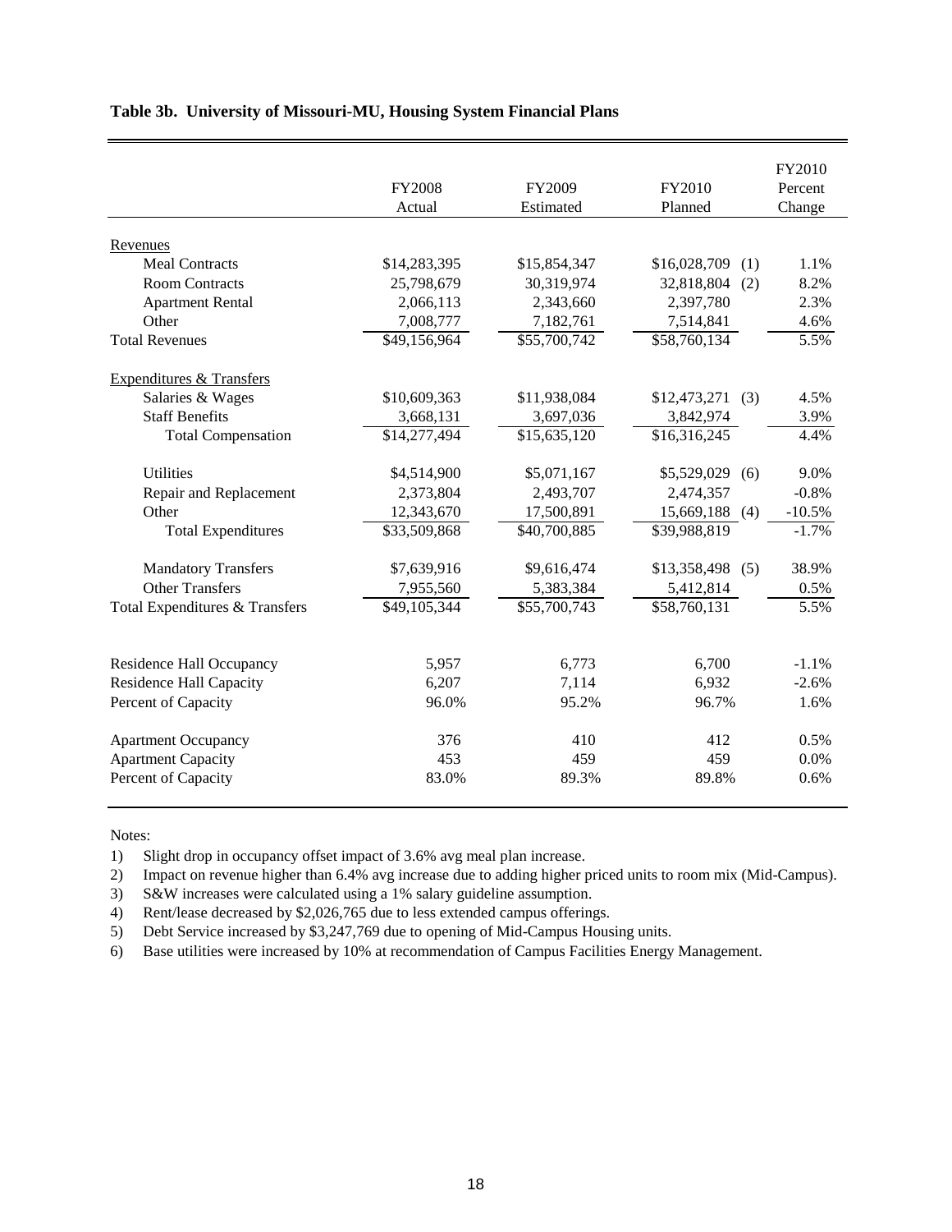**Table 3b. University of Missouri-MU, Housing System Financial Plans**

| | FY2008 Actual | FY2009 Estimated | FY2010 Planned | | FY2010 Percent Change |
|---|---|---|---|---|---|
| Revenues | | | | | |
| Meal Contracts | $14,283,395 | $15,854,347 | $16,028,709 | (1) | 1.1% |
| Room Contracts | 25,798,679 | 30,319,974 | 32,818,804 | (2) | 8.2% |
| Apartment Rental | 2,066,113 | 2,343,660 | 2,397,780 | | 2.3% |
| Other | 7,008,777 | 7,182,761 | 7,514,841 | | 4.6% |
| Total Revenues | $49,156,964 | $55,700,742 | $58,760,134 | | 5.5% |
| Expenditures & Transfers | | | | | |
| Salaries & Wages | $10,609,363 | $11,938,084 | $12,473,271 | (3) | 4.5% |
| Staff Benefits | 3,668,131 | 3,697,036 | 3,842,974 | | 3.9% |
| Total Compensation | $14,277,494 | $15,635,120 | $16,316,245 | | 4.4% |
| Utilities | $4,514,900 | $5,071,167 | $5,529,029 | (6) | 9.0% |
| Repair and Replacement | 2,373,804 | 2,493,707 | 2,474,357 | | -0.8% |
| Other | 12,343,670 | 17,500,891 | 15,669,188 | (4) | -10.5% |
| Total Expenditures | $33,509,868 | $40,700,885 | $39,988,819 | | -1.7% |
| Mandatory Transfers | $7,639,916 | $9,616,474 | $13,358,498 | (5) | 38.9% |
| Other Transfers | 7,955,560 | 5,383,384 | 5,412,814 | | 0.5% |
| Total Expenditures & Transfers | $49,105,344 | $55,700,743 | $58,760,131 | | 5.5% |
| Residence Hall Occupancy | 5,957 | 6,773 | 6,700 | | -1.1% |
| Residence Hall Capacity | 6,207 | 7,114 | 6,932 | | -2.6% |
| Percent of Capacity | 96.0% | 95.2% | 96.7% | | 1.6% |
| Apartment Occupancy | 376 | 410 | 412 | | 0.5% |
| Apartment Capacity | 453 | 459 | 459 | | 0.0% |
| Percent of Capacity | 83.0% | 89.3% | 89.8% | | 0.6% |

Notes:

1) Slight drop in occupancy offset impact of 3.6% avg meal plan increase.
2) Impact on revenue higher than 6.4% avg increase due to adding higher priced units to room mix (Mid-Campus).
3) S&W increases were calculated using a 1% salary guideline assumption.
4) Rent/lease decreased by $2,026,765 due to less extended campus offerings.
5) Debt Service increased by $3,247,769 due to opening of Mid-Campus Housing units.
6) Base utilities were increased by 10% at recommendation of Campus Facilities Energy Management.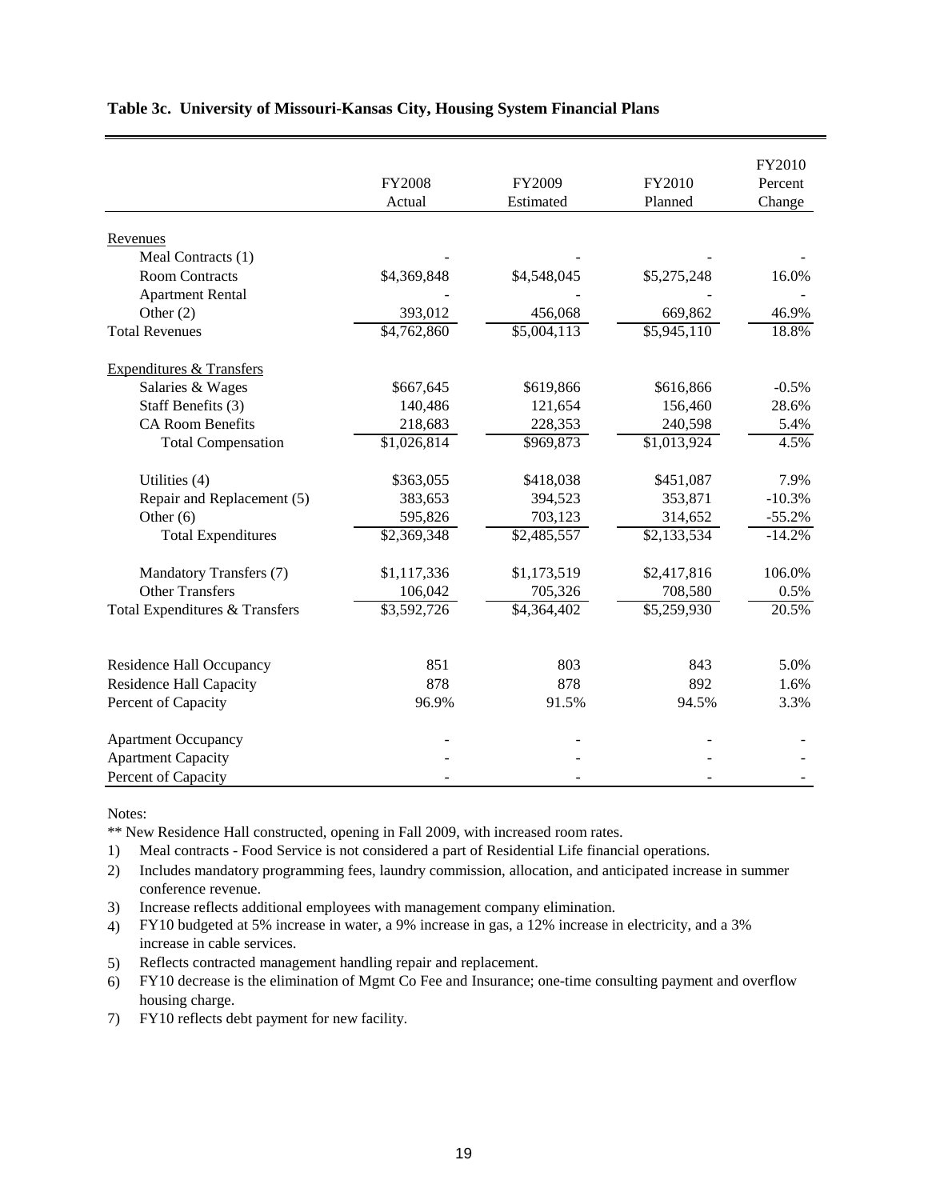**Table 3c. University of Missouri-Kansas City, Housing System Financial Plans**

| | FY2008 Actual | FY2009 Estimated | FY2010 Planned | FY2010 Percent Change |
|---|---|---|---|---|
| Revenues | | | | |
| Meal Contracts (1) | - | - | - | - |
| Room Contracts | $4,369,848 | $4,548,045 | $5,275,248 | 16.0% |
| Apartment Rental | - | - | - | - |
| Other (2) | 393,012 | 456,068 | 669,862 | 46.9% |
| Total Revenues | $4,762,860 | $5,004,113 | $5,945,110 | 18.8% |
| Expenditures & Transfers | | | | |
| Salaries & Wages | $667,645 | $619,866 | $616,866 | -0.5% |
| Staff Benefits (3) | 140,486 | 121,654 | 156,460 | 28.6% |
| CA Room Benefits | 218,683 | 228,353 | 240,598 | 5.4% |
| Total Compensation | $1,026,814 | $969,873 | $1,013,924 | 4.5% |
| Utilities (4) | $363,055 | $418,038 | $451,087 | 7.9% |
| Repair and Replacement (5) | 383,653 | 394,523 | 353,871 | -10.3% |
| Other (6) | 595,826 | 703,123 | 314,652 | -55.2% |
| Total Expenditures | $2,369,348 | $2,485,557 | $2,133,534 | -14.2% |
| Mandatory Transfers (7) | $1,117,336 | $1,173,519 | $2,417,816 | 106.0% |
| Other Transfers | 106,042 | 705,326 | 708,580 | 0.5% |
| Total Expenditures & Transfers | $3,592,726 | $4,364,402 | $5,259,930 | 20.5% |
| Residence Hall Occupancy | 851 | 803 | 843 | 5.0% |
| Residence Hall Capacity | 878 | 878 | 892 | 1.6% |
| Percent of Capacity | 96.9% | 91.5% | 94.5% | 3.3% |
| Apartment Occupancy | - | - | - | - |
| Apartment Capacity | - | - | - | - |
| Percent of Capacity | - | - | - | - |

Notes:

** New Residence Hall constructed, opening in Fall 2009, with increased room rates.

1) Meal contracts - Food Service is not considered a part of Residential Life financial operations.
2) Includes mandatory programming fees, laundry commission, allocation, and anticipated increase in summer conference revenue.
3) Increase reflects additional employees with management company elimination.
4) FY10 budgeted at 5% increase in water, a 9% increase in gas, a 12% increase in electricity, and a 3% increase in cable services.
5) Reflects contracted management handling repair and replacement.
6) FY10 decrease is the elimination of Mgmt Co Fee and Insurance; one-time consulting payment and overflow housing charge.
7) FY10 reflects debt payment for new facility.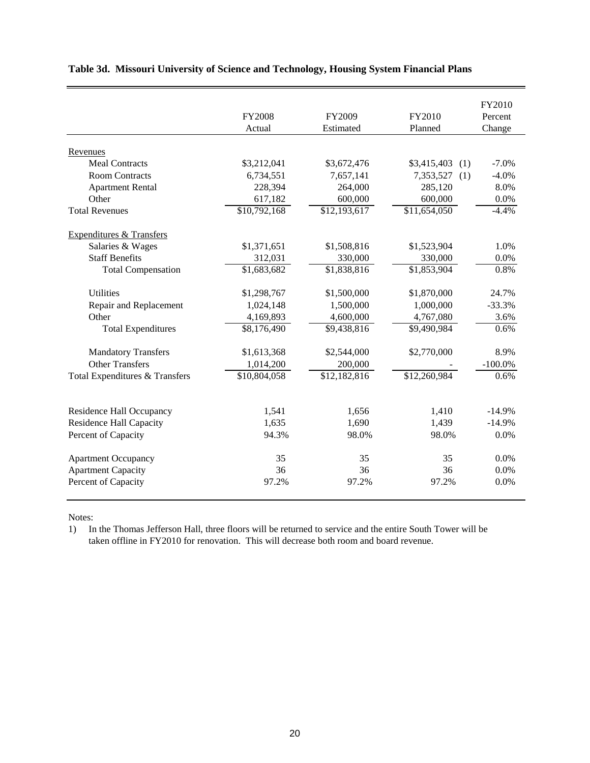**Table 3d. Missouri University of Science and Technology, Housing System Financial Plans**

| | FY2008 Actual | FY2009 Estimated | FY2010 Planned | FY2010 Percent Change |
|---|---|---|---|---|
| Revenues | | | | |
| Meal Contracts | $3,212,041 | $3,672,476 | $3,415,403 (1) | -7.0% |
| Room Contracts | 6,734,551 | 7,657,141 | 7,353,527 (1) | -4.0% |
| Apartment Rental | 228,394 | 264,000 | 285,120 | 8.0% |
| Other | 617,182 | 600,000 | 600,000 | 0.0% |
| Total Revenues | $10,792,168 | $12,193,617 | $11,654,050 | -4.4% |
| Expenditures & Transfers | | | | |
| Salaries & Wages | $1,371,651 | $1,508,816 | $1,523,904 | 1.0% |
| Staff Benefits | 312,031 | 330,000 | 330,000 | 0.0% |
| Total Compensation | $1,683,682 | $1,838,816 | $1,853,904 | 0.8% |
| Utilities | $1,298,767 | $1,500,000 | $1,870,000 | 24.7% |
| Repair and Replacement | 1,024,148 | 1,500,000 | 1,000,000 | -33.3% |
| Other | 4,169,893 | 4,600,000 | 4,767,080 | 3.6% |
| Total Expenditures | $8,176,490 | $9,438,816 | $9,490,984 | 0.6% |
| Mandatory Transfers | $1,613,368 | $2,544,000 | $2,770,000 | 8.9% |
| Other Transfers | 1,014,200 | 200,000 | - | -100.0% |
| Total Expenditures & Transfers | $10,804,058 | $12,182,816 | $12,260,984 | 0.6% |
| Residence Hall Occupancy | 1,541 | 1,656 | 1,410 | -14.9% |
| Residence Hall Capacity | 1,635 | 1,690 | 1,439 | -14.9% |
| Percent of Capacity | 94.3% | 98.0% | 98.0% | 0.0% |
| Apartment Occupancy | 35 | 35 | 35 | 0.0% |
| Apartment Capacity | 36 | 36 | 36 | 0.0% |
| Percent of Capacity | 97.2% | 97.2% | 97.2% | 0.0% |

Notes:

1) In the Thomas Jefferson Hall, three floors will be returned to service and the entire South Tower will be taken offline in FY2010 for renovation. This will decrease both room and board revenue.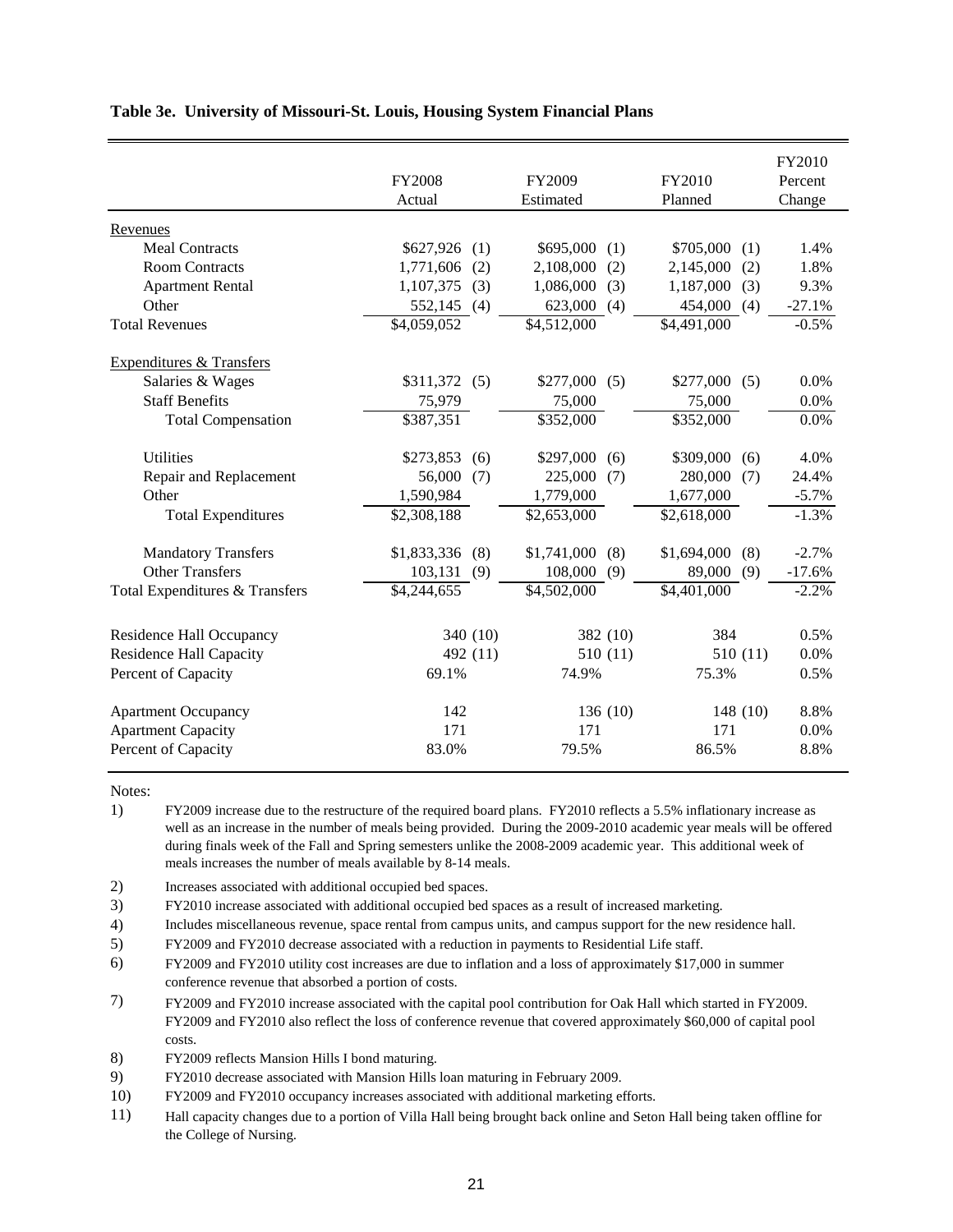**Table 3e. University of Missouri-St. Louis, Housing System Financial Plans**

| | FY2008 Actual | FY2009 Estimated | FY2010 Planned | FY2010 Percent Change |
|---|---|---|---|---|
| Revenues | | | | |
| Meal Contracts | $627,926 (1) | $695,000 (1) | $705,000 (1) | 1.4% |
| Room Contracts | 1,771,606 (2) | 2,108,000 (2) | 2,145,000 (2) | 1.8% |
| Apartment Rental | 1,107,375 (3) | 1,086,000 (3) | 1,187,000 (3) | 9.3% |
| Other | 552,145 (4) | 623,000 (4) | 454,000 (4) | -27.1% |
| Total Revenues | $4,059,052 | $4,512,000 | $4,491,000 | -0.5% |
| Expenditures & Transfers | | | | |
| Salaries & Wages | $311,372 (5) | $277,000 (5) | $277,000 (5) | 0.0% |
| Staff Benefits | 75,979 | 75,000 | 75,000 | 0.0% |
| Total Compensation | $387,351 | $352,000 | $352,000 | 0.0% |
| Utilities | $273,853 (6) | $297,000 (6) | $309,000 (6) | 4.0% |
| Repair and Replacement | 56,000 (7) | 225,000 (7) | 280,000 (7) | 24.4% |
| Other | 1,590,984 | 1,779,000 | 1,677,000 | -5.7% |
| Total Expenditures | $2,308,188 | $2,653,000 | $2,618,000 | -1.3% |
| Mandatory Transfers | $1,833,336 (8) | $1,741,000 (8) | $1,694,000 (8) | -2.7% |
| Other Transfers | 103,131 (9) | 108,000 (9) | 89,000 (9) | -17.6% |
| Total Expenditures & Transfers | $4,244,655 | $4,502,000 | $4,401,000 | -2.2% |
| Residence Hall Occupancy | 340 (10) | 382 (10) | 384 | 0.5% |
| Residence Hall Capacity | 492 (11) | 510 (11) | 510 (11) | 0.0% |
| Percent of Capacity | 69.1% | 74.9% | 75.3% | 0.5% |
| Apartment Occupancy | 142 | 136 (10) | 148 (10) | 8.8% |
| Apartment Capacity | 171 | 171 | 171 | 0.0% |
| Percent of Capacity | 83.0% | 79.5% | 86.5% | 8.8% |

Notes:

1) FY2009 increase due to the restructure of the required board plans. FY2010 reflects a 5.5% inflationary increase as well as an increase in the number of meals being provided. During the 2009-2010 academic year meals will be offered during finals week of the Fall and Spring semesters unlike the 2008-2009 academic year. This additional week of meals increases the number of meals available by 8-14 meals.
2) Increases associated with additional occupied bed spaces.
3) FY2010 increase associated with additional occupied bed spaces as a result of increased marketing.
4) Includes miscellaneous revenue, space rental from campus units, and campus support for the new residence hall.
5) FY2009 and FY2010 decrease associated with a reduction in payments to Residential Life staff.
6) FY2009 and FY2010 utility cost increases are due to inflation and a loss of approximately $17,000 in summer conference revenue that absorbed a portion of costs.
7) FY2009 and FY2010 increase associated with the capital pool contribution for Oak Hall which started in FY2009. FY2009 and FY2010 also reflect the loss of conference revenue that covered approximately $60,000 of capital pool costs.
8) FY2009 reflects Mansion Hills I bond maturing.
9) FY2010 decrease associated with Mansion Hills loan maturing in February 2009.
10) FY2009 and FY2010 occupancy increases associated with additional marketing efforts.
11) Hall capacity changes due to a portion of Villa Hall being brought back online and Seton Hall being taken offline for the College of Nursing.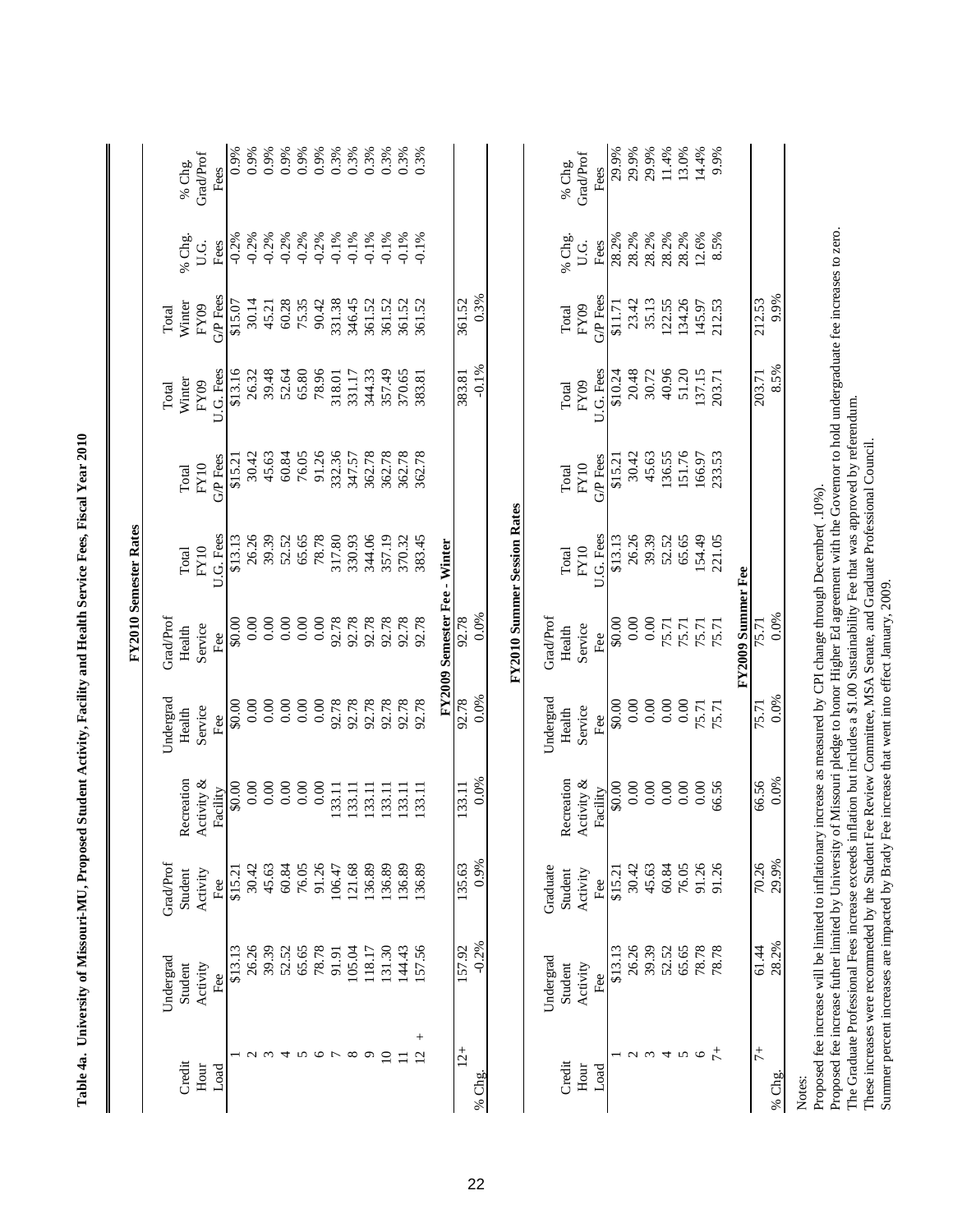**Table 4a. University of Missouri-MU, Proposed Student Activity, Facility and Health Service Fees, Fiscal Year 2010**

### FY2010 Semester Rates

| Credit Hour Load | Undergrad Student Activity Fee | Grad/Prof Student Activity Fee | Recreation Activity & Facility | Undergrad Health Service Fee | Grad/Prof Health Service Fee | Total FY10 U.G. Fees | Total FY10 G/P Fees | Total Winter FY09 U.G. Fees | Total Winter FY09 G/P Fees | % Chg. U.G. Fees | % Chg. Grad/Prof Fees |
|---|---|---|---|---|---|---|---|---|---|---|---|
| 1 | $13.13 | $15.21 | $0.00 | $0.00 | $0.00 | $13.13 | $15.21 | $13.16 | $15.07 | -0.2% | 0.9% |
| 2 | 26.26 | 30.42 | 0.00 | 0.00 | 0.00 | 26.26 | 30.42 | 26.32 | 30.14 | -0.2% | 0.9% |
| 3 | 39.39 | 45.63 | 0.00 | 0.00 | 0.00 | 39.39 | 45.63 | 39.48 | 45.21 | -0.2% | 0.9% |
| 4 | 52.52 | 60.84 | 0.00 | 0.00 | 0.00 | 52.52 | 60.84 | 52.64 | 60.28 | -0.2% | 0.9% |
| 5 | 65.65 | 76.05 | 0.00 | 0.00 | 0.00 | 65.65 | 76.05 | 65.80 | 75.35 | -0.2% | 0.9% |
| 6 | 78.78 | 91.26 | 0.00 | 0.00 | 0.00 | 78.78 | 91.26 | 78.96 | 90.42 | -0.2% | 0.9% |
| 7 | 91.91 | 106.47 | 133.11 | 92.78 | 92.78 | 317.80 | 332.36 | 318.01 | 331.38 | -0.1% | 0.3% |
| 8 | 105.04 | 121.68 | 133.11 | 92.78 | 92.78 | 330.93 | 347.57 | 331.17 | 346.45 | -0.1% | 0.3% |
| 9 | 118.17 | 136.89 | 133.11 | 92.78 | 92.78 | 344.06 | 362.78 | 344.33 | 361.52 | -0.1% | 0.3% |
| 10 | 131.30 | 136.89 | 133.11 | 92.78 | 92.78 | 357.19 | 362.78 | 357.49 | 361.52 | -0.1% | 0.3% |
| 11 | 144.43 | 136.89 | 133.11 | 92.78 | 92.78 | 370.32 | 362.78 | 370.65 | 361.52 | -0.1% | 0.3% |
| 12 + | 157.56 | 136.89 | 133.11 | 92.78 | 92.78 | 383.45 | 362.78 | 383.81 | 361.52 | -0.1% | 0.3% |
| **FY2009 Semester Fee - Winter** | | | | | | | | | | | |
| 12+ | 157.92 | 135.63 | 133.11 | 92.78 | 92.78 | | | 383.81 | 361.52 | | |
| % Chg. | -0.2% | 0.9% | 0.0% | 0.0% | 0.0% | | | -0.1% | 0.3% | | |

### FY2010 Summer Session Rates

| Credit Hour Load | Undergrad Student Activity Fee | Graduate Student Activity Fee | Recreation Activity & Facility | Undergrad Health Service Fee | Grad/Prof Health Service Fee | Total FY10 U.G. Fees | Total FY10 G/P Fees | Total FY09 U.G. Fees | Total FY09 G/P Fees | % Chg. U.G. Fees | % Chg. Grad/Prof Fees |
|---|---|---|---|---|---|---|---|---|---|---|---|
| 1 | $13.13 | $15.21 | $0.00 | $0.00 | $0.00 | $13.13 | $15.21 | $10.24 | $11.71 | 28.2% | 29.9% |
| 2 | 26.26 | 30.42 | 0.00 | 0.00 | 0.00 | 26.26 | 30.42 | 20.48 | 23.42 | 28.2% | 29.9% |
| 3 | 39.39 | 45.63 | 0.00 | 0.00 | 0.00 | 39.39 | 45.63 | 30.72 | 35.13 | 28.2% | 29.9% |
| 4 | 52.52 | 60.84 | 0.00 | 0.00 | 75.71 | 52.52 | 136.55 | 40.96 | 122.55 | 28.2% | 11.4% |
| 5 | 65.65 | 76.05 | 0.00 | 0.00 | 75.71 | 65.65 | 151.76 | 51.20 | 134.26 | 28.2% | 13.0% |
| 6 | 78.78 | 91.26 | 0.00 | 75.71 | 75.71 | 154.49 | 166.97 | 137.15 | 145.97 | 12.6% | 14.4% |
| 7+ | 78.78 | 91.26 | 66.56 | 75.71 | 75.71 | 221.05 | 233.53 | 203.71 | 212.53 | 8.5% | 9.9% |
| **FY2009 Summer Fee** | | | | | | | | | | | |
| 7+ | 61.44 | 70.26 | 66.56 | 75.71 | 75.71 | | | 203.71 | 212.53 | | |
| % Chg. | 28.2% | 29.9% | 0.0% | 0.0% | 0.0% | | | 8.5% | 9.9% | | |

Notes:

Proposed fee increase will be limited to inflationary increase as measured by CPI change through December( .10%).

Proposed fee increase futher limited by University of Missouri pledge to honor Higher Ed agreement with the Governor to hold undergraduate fee increases to zero.

The Graduate Professional Fees increase exceeds inflation but includes a $1.00 Sustainability Fee that was approved by referendum.

These increases were recommeded by the Student Fee Review Committee, MSA Senate, and Graduate Professional Council.

Summer percent increases are impacted by Brady Fee increase that went into effect January, 2009.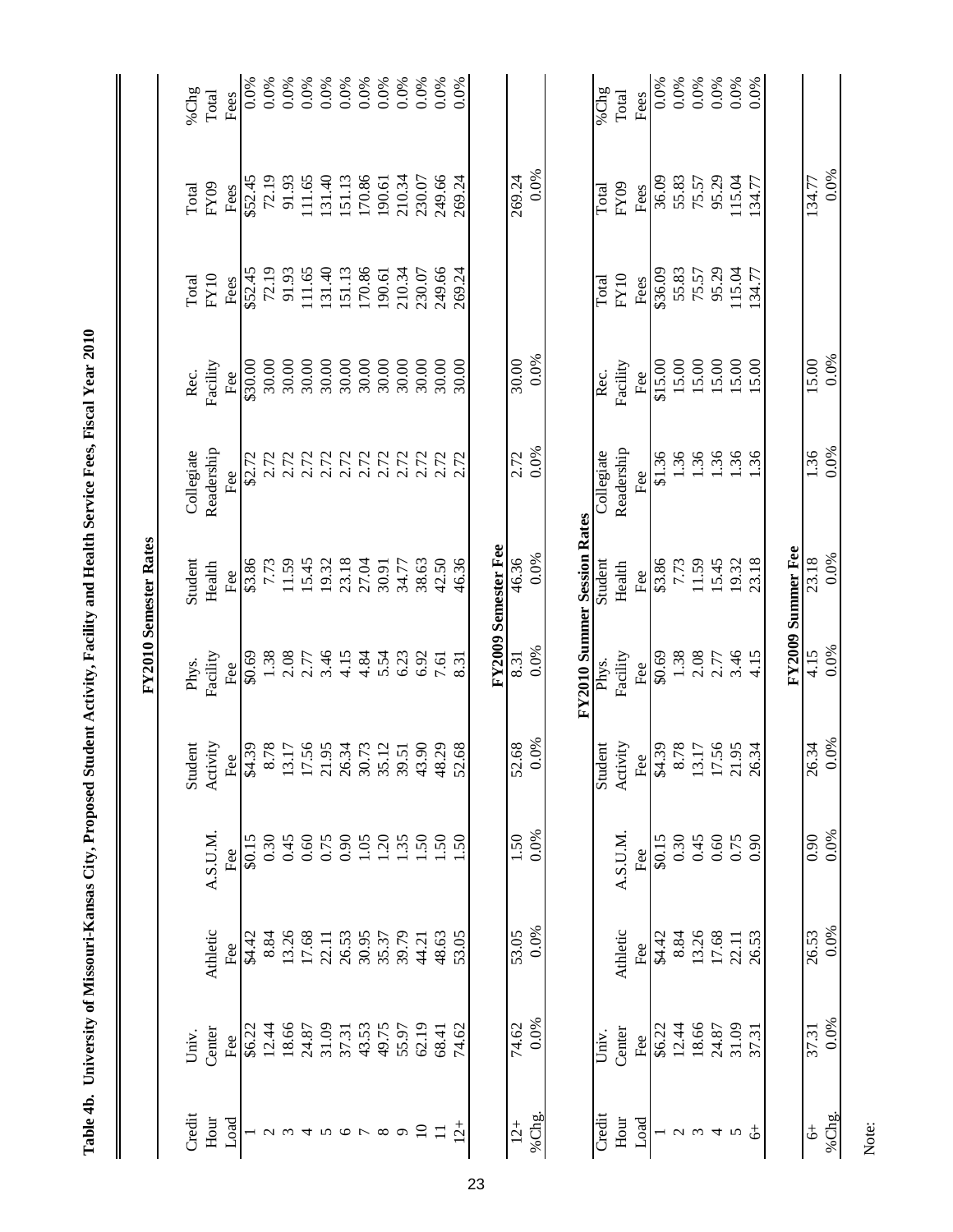**Table 4b. University of Missouri-Kansas City, Proposed Student Activity, Facility and Health Service Fees, Fiscal Year 2010**

**FY2010 Semester Rates**

| Credit Hour Load | Univ. Center Fee | Athletic Fee | A.S.U.M. Fee | Student Activity Fee | Phys. Facility Fee | Student Health Fee | Collegiate Readership Fee | Rec. Facility Fee | Total FY10 Fees | Total FY09 Fees | %Chg Total Fees |
|---|---|---|---|---|---|---|---|---|---|---|---|
| 1 | $6.22 | $4.42 | $0.15 | $4.39 | $0.69 | $3.86 | $2.72 | $30.00 | $52.45 | $52.45 | 0.0% |
| 2 | 12.44 | 8.84 | 0.30 | 8.78 | 1.38 | 7.73 | 2.72 | 30.00 | 72.19 | 72.19 | 0.0% |
| 3 | 18.66 | 13.26 | 0.45 | 13.17 | 2.08 | 11.59 | 2.72 | 30.00 | 91.93 | 91.93 | 0.0% |
| 4 | 24.87 | 17.68 | 0.60 | 17.56 | 2.77 | 15.45 | 2.72 | 30.00 | 111.65 | 111.65 | 0.0% |
| 5 | 31.09 | 22.11 | 0.75 | 21.95 | 3.46 | 19.32 | 2.72 | 30.00 | 131.40 | 131.40 | 0.0% |
| 6 | 37.31 | 26.53 | 0.90 | 26.34 | 4.15 | 23.18 | 2.72 | 30.00 | 151.13 | 151.13 | 0.0% |
| 7 | 43.53 | 30.95 | 1.05 | 30.73 | 4.84 | 27.04 | 2.72 | 30.00 | 170.86 | 170.86 | 0.0% |
| 8 | 49.75 | 35.37 | 1.20 | 35.12 | 5.54 | 30.91 | 2.72 | 30.00 | 190.61 | 190.61 | 0.0% |
| 9 | 55.97 | 39.79 | 1.35 | 39.51 | 6.23 | 34.77 | 2.72 | 30.00 | 210.34 | 210.34 | 0.0% |
| 10 | 62.19 | 44.21 | 1.50 | 43.90 | 6.92 | 38.63 | 2.72 | 30.00 | 230.07 | 230.07 | 0.0% |
| 11 | 68.41 | 48.63 | 1.50 | 48.29 | 7.61 | 42.50 | 2.72 | 30.00 | 249.66 | 249.66 | 0.0% |
| 12+ | 74.62 | 53.05 | 1.50 | 52.68 | 8.31 | 46.36 | 2.72 | 30.00 | 269.24 | 269.24 | 0.0% |

**FY2009 Semester Fee**

| | | | | | | | | | | |
|---|---|---|---|---|---|---|---|---|---|---|
| 12+ | 74.62 | 53.05 | 1.50 | 52.68 | 8.31 | 46.36 | 2.72 | 30.00 | | 269.24 |
| %Chg. | 0.0% | 0.0% | 0.0% | 0.0% | 0.0% | 0.0% | 0.0% | 0.0% | | 0.0% |

**FY2010 Summer Session Rates**

| Credit Hour Load | Univ. Center Fee | Athletic Fee | A.S.U.M. Fee | Student Activity Fee | Phys. Facility Fee | Student Health Fee | Collegiate Readership Fee | Rec. Facility Fee | Total FY10 Fees | Total FY09 Fees | %Chg Total Fees |
|---|---|---|---|---|---|---|---|---|---|---|---|
| 1 | $6.22 | $4.42 | $0.15 | $4.39 | $0.69 | $3.86 | $1.36 | $15.00 | $36.09 | 36.09 | 0.0% |
| 2 | 12.44 | 8.84 | 0.30 | 8.78 | 1.38 | 7.73 | 1.36 | 15.00 | 55.83 | 55.83 | 0.0% |
| 3 | 18.66 | 13.26 | 0.45 | 13.17 | 2.08 | 11.59 | 1.36 | 15.00 | 75.57 | 75.57 | 0.0% |
| 4 | 24.87 | 17.68 | 0.60 | 17.56 | 2.77 | 15.45 | 1.36 | 15.00 | 95.29 | 95.29 | 0.0% |
| 5 | 31.09 | 22.11 | 0.75 | 21.95 | 3.46 | 19.32 | 1.36 | 15.00 | 115.04 | 115.04 | 0.0% |
| 6+ | 37.31 | 26.53 | 0.90 | 26.34 | 4.15 | 23.18 | 1.36 | 15.00 | 134.77 | 134.77 | 0.0% |

**FY2009 Summer Fee**

| | | | | | | | | | | |
|---|---|---|---|---|---|---|---|---|---|---|
| 6+ | 37.31 | 26.53 | 0.90 | 26.34 | 4.15 | 23.18 | 1.36 | 15.00 | | 134.77 |
| %Chg. | 0.0% | 0.0% | 0.0% | 0.0% | 0.0% | 0.0% | 0.0% | 0.0% | | 0.0% |

Note: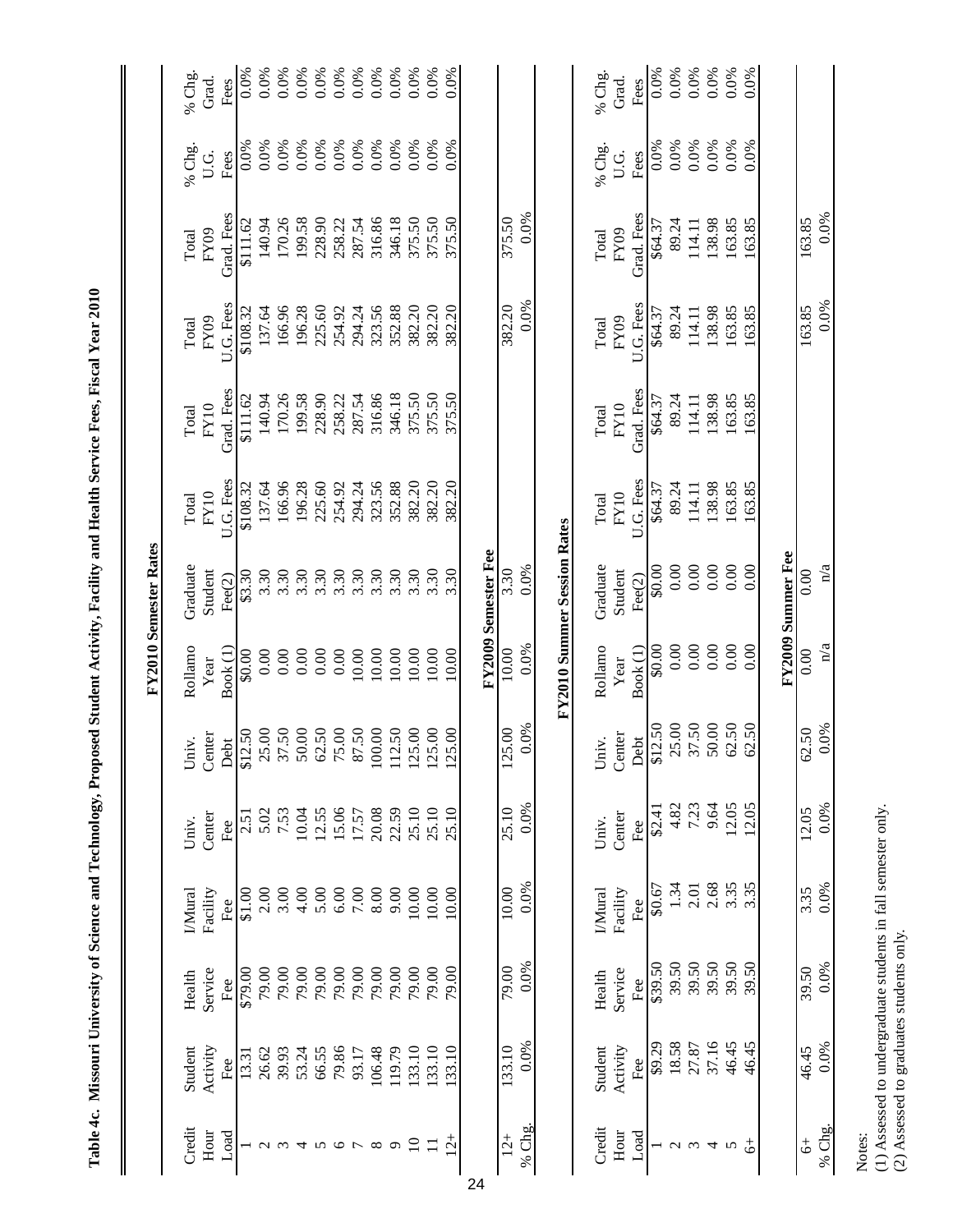**Table 4c. Missouri University of Science and Technology, Proposed Student Activity, Facility and Health Service Fees, Fiscal Year 2010**

**FY2010 Semester Rates**

| Credit Hour Load | Student Activity Fee | Health Service Fee | I/Mural Facility Fee | Univ. Center Fee | Univ. Center Debt | Rollamo Year Book (1) | Graduate Student Fee(2) | Total FY10 U.G. Fees | Total FY10 Grad. Fees | Total FY09 U.G. Fees | Total FY09 Grad. Fees | % Chg. U.G. Fees | % Chg. Grad. Fees |
|---|---|---|---|---|---|---|---|---|---|---|---|---|---|
| 1 | 13.31 | $79.00 | $1.00 | 2.51 | $12.50 | $0.00 | $3.30 | $108.32 | $111.62 | $108.32 | $111.62 | 0.0% | 0.0% |
| 2 | 26.62 | 79.00 | 2.00 | 5.02 | 25.00 | 0.00 | 3.30 | 137.64 | 140.94 | 137.64 | 140.94 | 0.0% | 0.0% |
| 3 | 39.93 | 79.00 | 3.00 | 7.53 | 37.50 | 0.00 | 3.30 | 166.96 | 170.26 | 166.96 | 170.26 | 0.0% | 0.0% |
| 4 | 53.24 | 79.00 | 4.00 | 10.04 | 50.00 | 0.00 | 3.30 | 196.28 | 199.58 | 196.28 | 199.58 | 0.0% | 0.0% |
| 5 | 66.55 | 79.00 | 5.00 | 12.55 | 62.50 | 0.00 | 3.30 | 225.60 | 228.90 | 225.60 | 228.90 | 0.0% | 0.0% |
| 6 | 79.86 | 79.00 | 6.00 | 15.06 | 75.00 | 0.00 | 3.30 | 254.92 | 258.22 | 254.92 | 258.22 | 0.0% | 0.0% |
| 7 | 93.17 | 79.00 | 7.00 | 17.57 | 87.50 | 10.00 | 3.30 | 294.24 | 287.54 | 294.24 | 287.54 | 0.0% | 0.0% |
| 8 | 106.48 | 79.00 | 8.00 | 20.08 | 100.00 | 10.00 | 3.30 | 323.56 | 316.86 | 323.56 | 316.86 | 0.0% | 0.0% |
| 9 | 119.79 | 79.00 | 9.00 | 22.59 | 112.50 | 10.00 | 3.30 | 352.88 | 346.18 | 352.88 | 346.18 | 0.0% | 0.0% |
| 10 | 133.10 | 79.00 | 10.00 | 25.10 | 125.00 | 10.00 | 3.30 | 382.20 | 375.50 | 382.20 | 375.50 | 0.0% | 0.0% |
| 11 | 133.10 | 79.00 | 10.00 | 25.10 | 125.00 | 10.00 | 3.30 | 382.20 | 375.50 | 382.20 | 375.50 | 0.0% | 0.0% |
| 12+ | 133.10 | 79.00 | 10.00 | 25.10 | 125.00 | 10.00 | 3.30 | 382.20 | 375.50 | 382.20 | 375.50 | 0.0% | 0.0% |
| **FY2009 Semester Fee** | | | | | | | | | | | | | |
| 12+ | 133.10 | 79.00 | 10.00 | 25.10 | 125.00 | 10.00 | 3.30 | | | 382.20 | 375.50 | | |
| % Chg. | 0.0% | 0.0% | 0.0% | 0.0% | 0.0% | 0.0% | 0.0% | | | 0.0% | 0.0% | | |

**FY2010 Summer Session Rates**

| Credit Hour Load | Student Activity Fee | Health Service Fee | I/Mural Facility Fee | Univ. Center Fee | Univ. Center Debt | Rollamo Year Book (1) | Graduate Student Fee(2) | Total FY10 U.G. Fees | Total FY10 Grad. Fees | Total FY09 U.G. Fees | Total FY09 Grad. Fees | % Chg. U.G. Fees | % Chg. Grad. Fees |
|---|---|---|---|---|---|---|---|---|---|---|---|---|---|
| 1 | $9.29 | $39.50 | $0.67 | $2.41 | $12.50 | $0.00 | $0.00 | $64.37 | $64.37 | $64.37 | $64.37 | 0.0% | 0.0% |
| 2 | 18.58 | 39.50 | 1.34 | 4.82 | 25.00 | 0.00 | 0.00 | 89.24 | 89.24 | 89.24 | 89.24 | 0.0% | 0.0% |
| 3 | 27.87 | 39.50 | 2.01 | 7.23 | 37.50 | 0.00 | 0.00 | 114.11 | 114.11 | 114.11 | 114.11 | 0.0% | 0.0% |
| 4 | 37.16 | 39.50 | 2.68 | 9.64 | 50.00 | 0.00 | 0.00 | 138.98 | 138.98 | 138.98 | 138.98 | 0.0% | 0.0% |
| 5 | 46.45 | 39.50 | 3.35 | 12.05 | 62.50 | 0.00 | 0.00 | 163.85 | 163.85 | 163.85 | 163.85 | 0.0% | 0.0% |
| 6+ | 46.45 | 39.50 | 3.35 | 12.05 | 62.50 | 0.00 | 0.00 | 163.85 | 163.85 | 163.85 | 163.85 | 0.0% | 0.0% |
| **FY2009 Summer Fee** | | | | | | | | | | | | | |
| 6+ | 46.45 | 39.50 | 3.35 | 12.05 | 62.50 | 0.00 | 0.00 | | | 163.85 | 163.85 | | |
| % Chg. | 0.0% | 0.0% | 0.0% | 0.0% | 0.0% | n/a | n/a | | | 0.0% | 0.0% | | |

Notes:
(1) Assessed to undergraduate students in fall semester only.
(2) Assessed to graduates students only.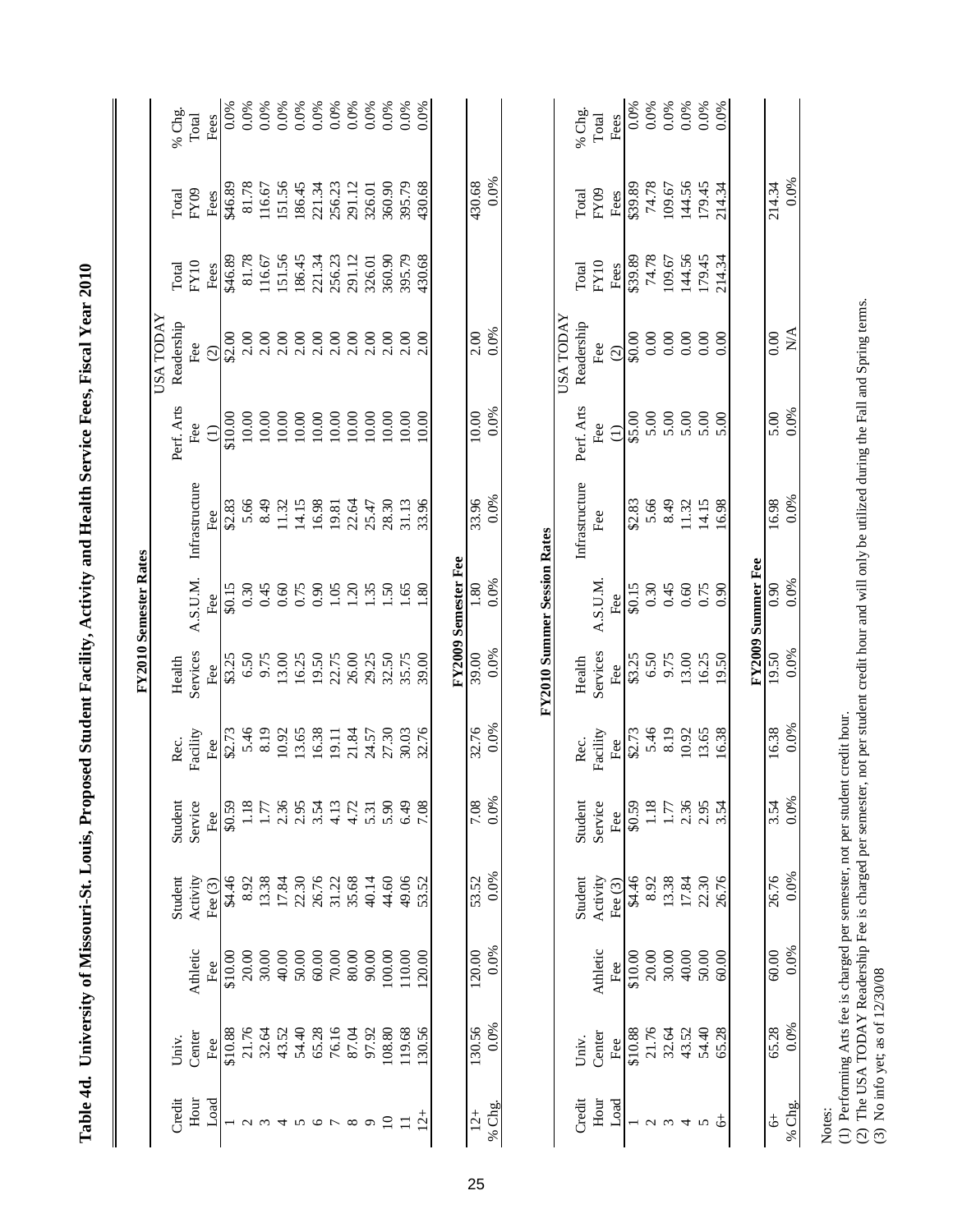# Table 4d. University of Missouri-St. Louis, Proposed Student Facility, Activity and Health Service Fees, Fiscal Year 2010

**FY2010 Semester Rates**

| Credit Hour Load | Univ. Center Fee | Athletic Fee | Student Activity Fee (3) | Student Service Fee | Rec. Facility Fee | Health Services Fee | A.S.U.M. Fee | Infrastructure Fee | Perf. Arts Fee (1) | USA TODAY Readership Fee (2) | Total FY10 Fees | Total FY09 Fees | % Chg. Total Fees |
|---|---|---|---|---|---|---|---|---|---|---|---|---|---|
| 1 | $10.88 | $10.00 | $4.46 | $0.59 | $2.73 | $3.25 | $0.15 | $2.83 | $10.00 | $2.00 | $46.89 | $46.89 | 0.0% |
| 2 | 21.76 | 20.00 | 8.92 | 1.18 | 5.46 | 6.50 | 0.30 | 5.66 | 10.00 | 2.00 | 81.78 | 81.78 | 0.0% |
| 3 | 32.64 | 30.00 | 13.38 | 1.77 | 8.19 | 9.75 | 0.45 | 8.49 | 10.00 | 2.00 | 116.67 | 116.67 | 0.0% |
| 4 | 43.52 | 40.00 | 17.84 | 2.36 | 10.92 | 13.00 | 0.60 | 11.32 | 10.00 | 2.00 | 151.56 | 151.56 | 0.0% |
| 5 | 54.40 | 50.00 | 22.30 | 2.95 | 13.65 | 16.25 | 0.75 | 14.15 | 10.00 | 2.00 | 186.45 | 186.45 | 0.0% |
| 6 | 65.28 | 60.00 | 26.76 | 3.54 | 16.38 | 19.50 | 0.90 | 16.98 | 10.00 | 2.00 | 221.34 | 221.34 | 0.0% |
| 7 | 76.16 | 70.00 | 31.22 | 4.13 | 19.11 | 22.75 | 1.05 | 19.81 | 10.00 | 2.00 | 256.23 | 256.23 | 0.0% |
| 8 | 87.04 | 80.00 | 35.68 | 4.72 | 21.84 | 26.00 | 1.20 | 22.64 | 10.00 | 2.00 | 291.12 | 291.12 | 0.0% |
| 9 | 97.92 | 90.00 | 40.14 | 5.31 | 24.57 | 29.25 | 1.35 | 25.47 | 10.00 | 2.00 | 326.01 | 326.01 | 0.0% |
| 10 | 108.80 | 100.00 | 44.60 | 5.90 | 27.30 | 32.50 | 1.50 | 28.30 | 10.00 | 2.00 | 360.90 | 360.90 | 0.0% |
| 11 | 119.68 | 110.00 | 49.06 | 6.49 | 30.03 | 35.75 | 1.65 | 31.13 | 10.00 | 2.00 | 395.79 | 395.79 | 0.0% |
| 12+ | 130.56 | 120.00 | 53.52 | 7.08 | 32.76 | 39.00 | 1.80 | 33.96 | 10.00 | 2.00 | 430.68 | 430.68 | 0.0% |

**FY2009 Semester Fee**

| Credit Hour Load | Univ. Center Fee | Athletic Fee | Student Activity Fee (3) | Student Service Fee | Rec. Facility Fee | Health Services Fee | A.S.U.M. Fee | Infrastructure Fee | Perf. Arts Fee (1) | USA TODAY Readership Fee (2) | Total FY10 Fees | Total FY09 Fees | % Chg. Total Fees |
|---|---|---|---|---|---|---|---|---|---|---|---|---|---|
| 12+ | 130.56 | 120.00 | 53.52 | 7.08 | 32.76 | 39.00 | 1.80 | 33.96 | 10.00 | 2.00 | | 430.68 | |
| % Chg. | 0.0% | 0.0% | 0.0% | 0.0% | 0.0% | 0.0% | 0.0% | 0.0% | 0.0% | 0.0% | | 0.0% | |

**FY2010 Summer Session Rates**

| Credit Hour Load | Univ. Center Fee | Athletic Fee | Student Activity Fee (3) | Student Service Fee | Rec. Facility Fee | Health Services Fee | A.S.U.M. Fee | Infrastructure Fee | Perf. Arts Fee (1) | USA TODAY Readership Fee (2) | Total FY10 Fees | Total FY09 Fees | % Chg. Total Fees |
|---|---|---|---|---|---|---|---|---|---|---|---|---|---|
| 1 | $10.88 | $10.00 | $4.46 | $0.59 | $2.73 | $3.25 | $0.15 | $2.83 | $5.00 | $0.00 | $39.89 | $39.89 | 0.0% |
| 2 | 21.76 | 20.00 | 8.92 | 1.18 | 5.46 | 6.50 | 0.30 | 5.66 | 5.00 | 0.00 | 74.78 | 74.78 | 0.0% |
| 3 | 32.64 | 30.00 | 13.38 | 1.77 | 8.19 | 9.75 | 0.45 | 8.49 | 5.00 | 0.00 | 109.67 | 109.67 | 0.0% |
| 4 | 43.52 | 40.00 | 17.84 | 2.36 | 10.92 | 13.00 | 0.60 | 11.32 | 5.00 | 0.00 | 144.56 | 144.56 | 0.0% |
| 5 | 54.40 | 50.00 | 22.30 | 2.95 | 13.65 | 16.25 | 0.75 | 14.15 | 5.00 | 0.00 | 179.45 | 179.45 | 0.0% |
| 6+ | 65.28 | 60.00 | 26.76 | 3.54 | 16.38 | 19.50 | 0.90 | 16.98 | 5.00 | 0.00 | 214.34 | 214.34 | 0.0% |

**FY2009 Summer Fee**

| Credit Hour Load | Univ. Center Fee | Athletic Fee | Student Activity Fee (3) | Student Service Fee | Rec. Facility Fee | Health Services Fee | A.S.U.M. Fee | Infrastructure Fee | Perf. Arts Fee (1) | USA TODAY Readership Fee (2) | Total FY10 Fees | Total FY09 Fees | % Chg. Total Fees |
|---|---|---|---|---|---|---|---|---|---|---|---|---|---|
| 6+ | 65.28 | 60.00 | 26.76 | 3.54 | 16.38 | 19.50 | 0.90 | 16.98 | 5.00 | 0.00 | | 214.34 | |
| % Chg. | 0.0% | 0.0% | 0.0% | 0.0% | 0.0% | 0.0% | 0.0% | 0.0% | 0.0% | N/A | | 0.0% | |

Notes:
(1) Performing Arts fee is charged per semester, not per student credit hour.
(2) The USA TODAY Readership Fee is charged per semester, not per student credit hour and will only be utilized during the Fall and Spring terms.
(3) No info yet; as of 12/30/08